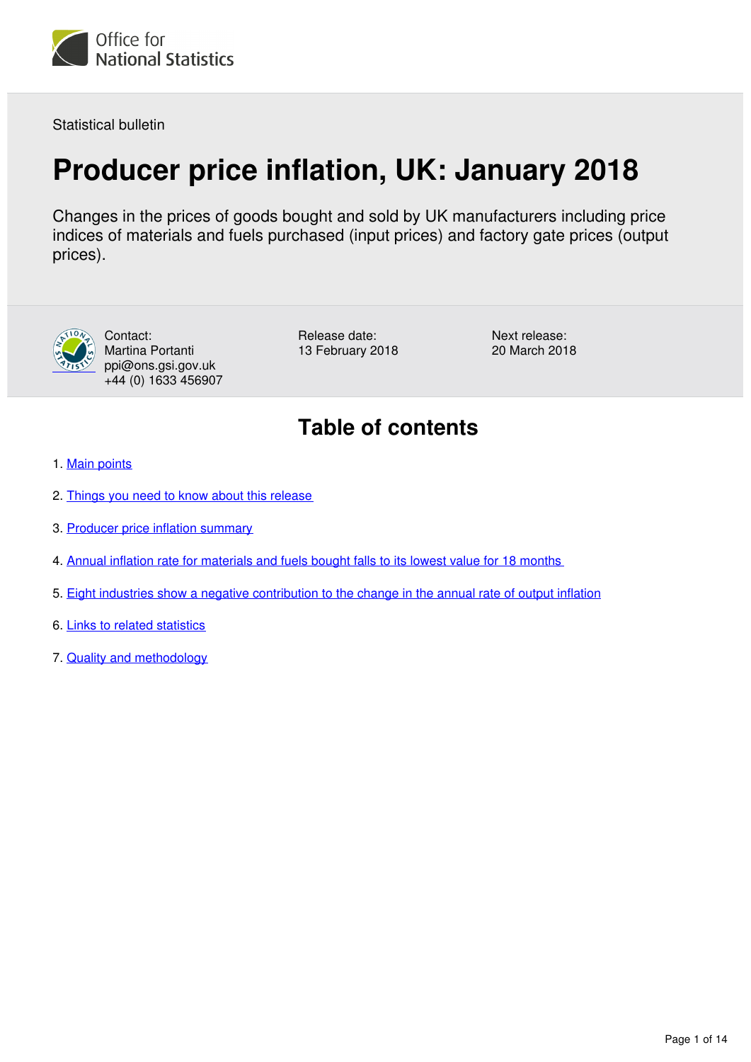Office for National Statistics

Statistical bulletin

# Producer price inflation, UK: January 2018

Changes in the prices of goods bought and sold by UK manufacturers including price indices of materials and fuels purchased (input prices) and factory gate prices (output prices).

Contact:
Martina Portanti
ppi@ons.gsi.gov.uk
+44 (0) 1633 456907

Release date:
13 February 2018

Next release:
20 March 2018

## Table of contents

1. Main points
2. Things you need to know about this release
3. Producer price inflation summary
4. Annual inflation rate for materials and fuels bought falls to its lowest value for 18 months
5. Eight industries show a negative contribution to the change in the annual rate of output inflation
6. Links to related statistics
7. Quality and methodology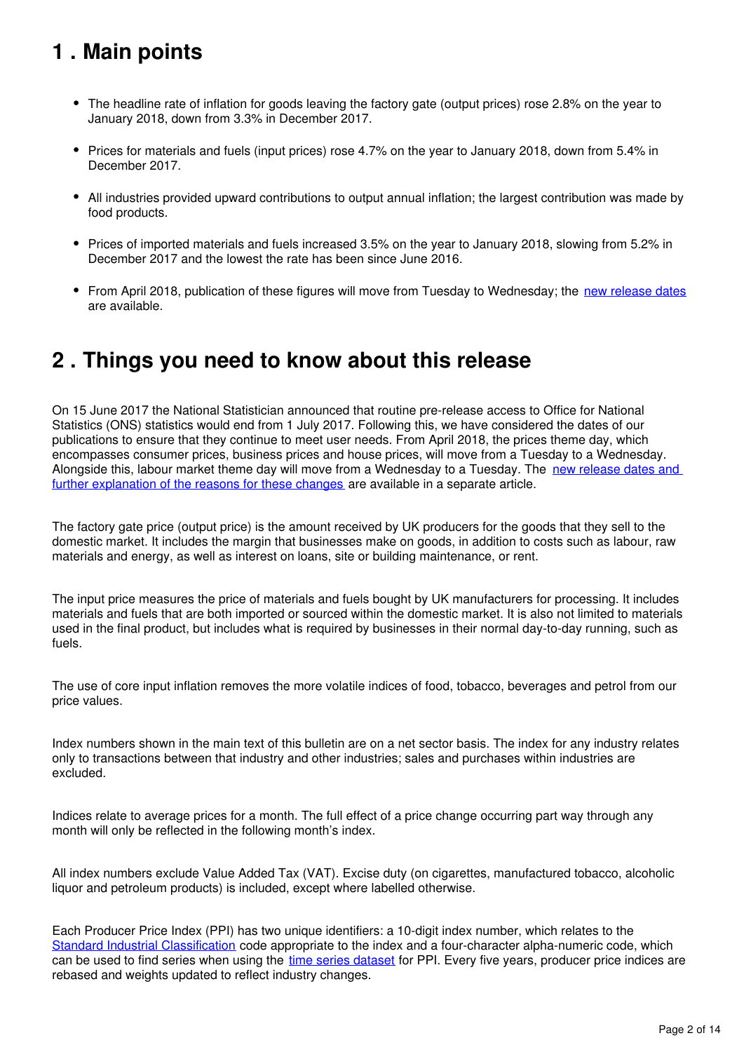## 1 . Main points

- The headline rate of inflation for goods leaving the factory gate (output prices) rose 2.8% on the year to January 2018, down from 3.3% in December 2017.
- Prices for materials and fuels (input prices) rose 4.7% on the year to January 2018, down from 5.4% in December 2017.
- All industries provided upward contributions to output annual inflation; the largest contribution was made by food products.
- Prices of imported materials and fuels increased 3.5% on the year to January 2018, slowing from 5.2% in December 2017 and the lowest the rate has been since June 2016.
- From April 2018, publication of these figures will move from Tuesday to Wednesday; the new release dates are available.

## 2 . Things you need to know about this release

On 15 June 2017 the National Statistician announced that routine pre-release access to Office for National Statistics (ONS) statistics would end from 1 July 2017. Following this, we have considered the dates of our publications to ensure that they continue to meet user needs. From April 2018, the prices theme day, which encompasses consumer prices, business prices and house prices, will move from a Tuesday to a Wednesday. Alongside this, labour market theme day will move from a Wednesday to a Tuesday. The new release dates and further explanation of the reasons for these changes are available in a separate article.

The factory gate price (output price) is the amount received by UK producers for the goods that they sell to the domestic market. It includes the margin that businesses make on goods, in addition to costs such as labour, raw materials and energy, as well as interest on loans, site or building maintenance, or rent.

The input price measures the price of materials and fuels bought by UK manufacturers for processing. It includes materials and fuels that are both imported or sourced within the domestic market. It is also not limited to materials used in the final product, but includes what is required by businesses in their normal day-to-day running, such as fuels.

The use of core input inflation removes the more volatile indices of food, tobacco, beverages and petrol from our price values.

Index numbers shown in the main text of this bulletin are on a net sector basis. The index for any industry relates only to transactions between that industry and other industries; sales and purchases within industries are excluded.

Indices relate to average prices for a month. The full effect of a price change occurring part way through any month will only be reflected in the following month's index.

All index numbers exclude Value Added Tax (VAT). Excise duty (on cigarettes, manufactured tobacco, alcoholic liquor and petroleum products) is included, except where labelled otherwise.

Each Producer Price Index (PPI) has two unique identifiers: a 10-digit index number, which relates to the Standard Industrial Classification code appropriate to the index and a four-character alpha-numeric code, which can be used to find series when using the time series dataset for PPI. Every five years, producer price indices are rebased and weights updated to reflect industry changes.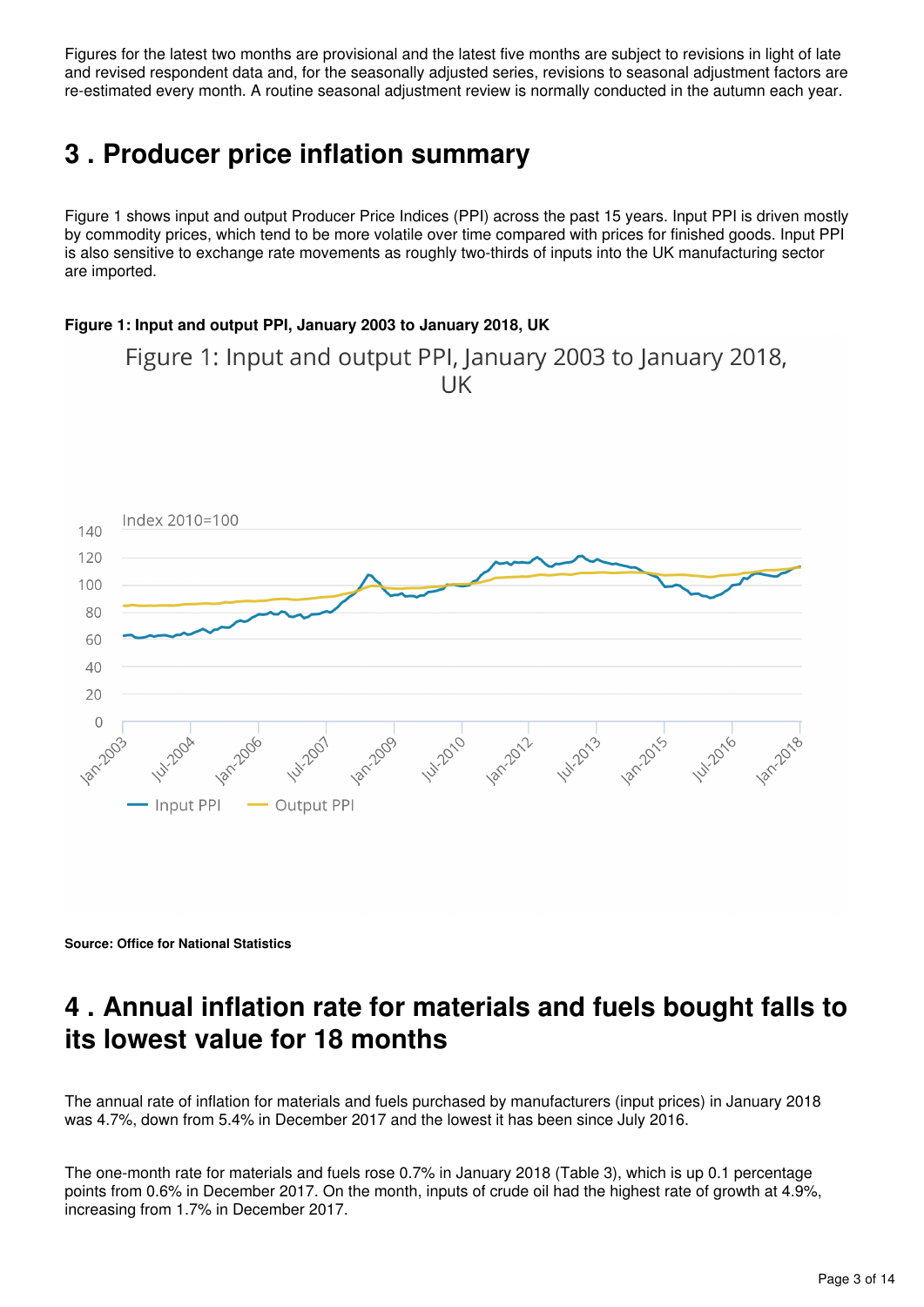Figures for the latest two months are provisional and the latest five months are subject to revisions in light of late and revised respondent data and, for the seasonally adjusted series, revisions to seasonal adjustment factors are re-estimated every month. A routine seasonal adjustment review is normally conducted in the autumn each year.

## 3 . Producer price inflation summary

Figure 1 shows input and output Producer Price Indices (PPI) across the past 15 years. Input PPI is driven mostly by commodity prices, which tend to be more volatile over time compared with prices for finished goods. Input PPI is also sensitive to exchange rate movements as roughly two-thirds of inputs into the UK manufacturing sector are imported.

**Figure 1: Input and output PPI, January 2003 to January 2018, UK**

**Source: Office for National Statistics**

## 4 . Annual inflation rate for materials and fuels bought falls to its lowest value for 18 months

The annual rate of inflation for materials and fuels purchased by manufacturers (input prices) in January 2018 was 4.7%, down from 5.4% in December 2017 and the lowest it has been since July 2016.

The one-month rate for materials and fuels rose 0.7% in January 2018 (Table 3), which is up 0.1 percentage points from 0.6% in December 2017. On the month, inputs of crude oil had the highest rate of growth at 4.9%, increasing from 1.7% in December 2017.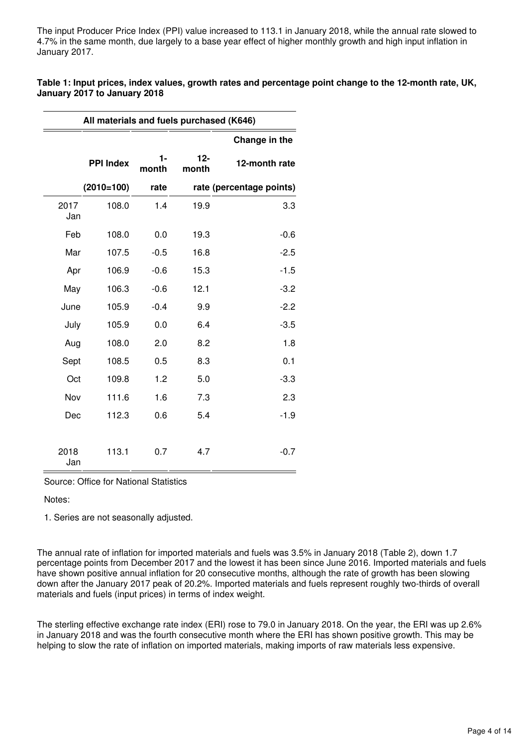The input Producer Price Index (PPI) value increased to 113.1 in January 2018, while the annual rate slowed to 4.7% in the same month, due largely to a base year effect of higher monthly growth and high input inflation in January 2017.

**Table 1: Input prices, index values, growth rates and percentage point change to the 12-month rate, UK, January 2017 to January 2018**

| | All materials and fuels purchased (K646) | | | |
|---|---|---|---|---|
| | PPI Index (2010=100) | 1-month rate | 12-month rate | Change in the 12-month rate (percentage points) |
| 2017 Jan | 108.0 | 1.4 | 19.9 | 3.3 |
| Feb | 108.0 | 0.0 | 19.3 | -0.6 |
| Mar | 107.5 | -0.5 | 16.8 | -2.5 |
| Apr | 106.9 | -0.6 | 15.3 | -1.5 |
| May | 106.3 | -0.6 | 12.1 | -3.2 |
| June | 105.9 | -0.4 | 9.9 | -2.2 |
| July | 105.9 | 0.0 | 6.4 | -3.5 |
| Aug | 108.0 | 2.0 | 8.2 | 1.8 |
| Sept | 108.5 | 0.5 | 8.3 | 0.1 |
| Oct | 109.8 | 1.2 | 5.0 | -3.3 |
| Nov | 111.6 | 1.6 | 7.3 | 2.3 |
| Dec | 112.3 | 0.6 | 5.4 | -1.9 |
| 2018 Jan | 113.1 | 0.7 | 4.7 | -0.7 |

Source: Office for National Statistics

Notes:

1. Series are not seasonally adjusted.

The annual rate of inflation for imported materials and fuels was 3.5% in January 2018 (Table 2), down 1.7 percentage points from December 2017 and the lowest it has been since June 2016. Imported materials and fuels have shown positive annual inflation for 20 consecutive months, although the rate of growth has been slowing down after the January 2017 peak of 20.2%. Imported materials and fuels represent roughly two-thirds of overall materials and fuels (input prices) in terms of index weight.

The sterling effective exchange rate index (ERI) rose to 79.0 in January 2018. On the year, the ERI was up 2.6% in January 2018 and was the fourth consecutive month where the ERI has shown positive growth. This may be helping to slow the rate of inflation on imported materials, making imports of raw materials less expensive.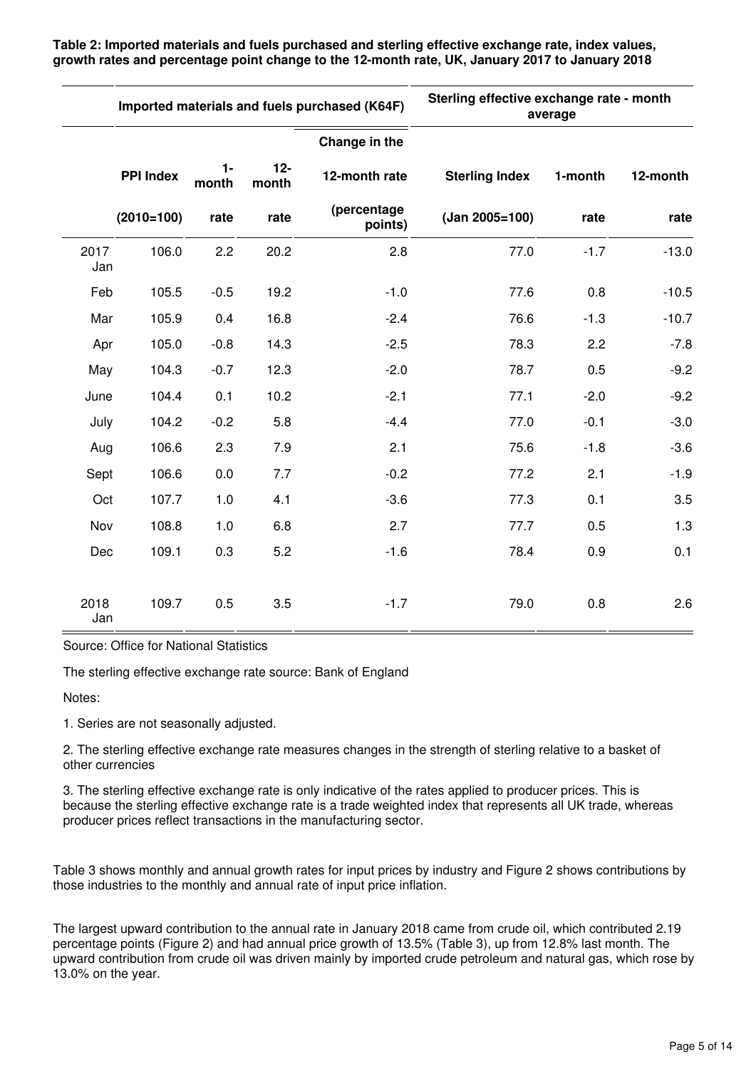**Table 2: Imported materials and fuels purchased and sterling effective exchange rate, index values, growth rates and percentage point change to the 12-month rate, UK, January 2017 to January 2018**

| | Imported materials and fuels purchased (K64F) | | | | Sterling effective exchange rate - month average | | |
|---|---|---|---|---|---|---|---|
| | | | | Change in the | | | |
| | PPI Index | 1-month | 12-month | 12-month rate | Sterling Index | 1-month | 12-month |
| | (2010=100) | rate | rate | (percentage points) | (Jan 2005=100) | rate | rate |
| 2017 Jan | 106.0 | 2.2 | 20.2 | 2.8 | 77.0 | -1.7 | -13.0 |
| Feb | 105.5 | -0.5 | 19.2 | -1.0 | 77.6 | 0.8 | -10.5 |
| Mar | 105.9 | 0.4 | 16.8 | -2.4 | 76.6 | -1.3 | -10.7 |
| Apr | 105.0 | -0.8 | 14.3 | -2.5 | 78.3 | 2.2 | -7.8 |
| May | 104.3 | -0.7 | 12.3 | -2.0 | 78.7 | 0.5 | -9.2 |
| June | 104.4 | 0.1 | 10.2 | -2.1 | 77.1 | -2.0 | -9.2 |
| July | 104.2 | -0.2 | 5.8 | -4.4 | 77.0 | -0.1 | -3.0 |
| Aug | 106.6 | 2.3 | 7.9 | 2.1 | 75.6 | -1.8 | -3.6 |
| Sept | 106.6 | 0.0 | 7.7 | -0.2 | 77.2 | 2.1 | -1.9 |
| Oct | 107.7 | 1.0 | 4.1 | -3.6 | 77.3 | 0.1 | 3.5 |
| Nov | 108.8 | 1.0 | 6.8 | 2.7 | 77.7 | 0.5 | 1.3 |
| Dec | 109.1 | 0.3 | 5.2 | -1.6 | 78.4 | 0.9 | 0.1 |
| 2018 Jan | 109.7 | 0.5 | 3.5 | -1.7 | 79.0 | 0.8 | 2.6 |

Source: Office for National Statistics

The sterling effective exchange rate source: Bank of England

Notes:

1. Series are not seasonally adjusted.

2. The sterling effective exchange rate measures changes in the strength of sterling relative to a basket of other currencies

3. The sterling effective exchange rate is only indicative of the rates applied to producer prices. This is because the sterling effective exchange rate is a trade weighted index that represents all UK trade, whereas producer prices reflect transactions in the manufacturing sector.

Table 3 shows monthly and annual growth rates for input prices by industry and Figure 2 shows contributions by those industries to the monthly and annual rate of input price inflation.

The largest upward contribution to the annual rate in January 2018 came from crude oil, which contributed 2.19 percentage points (Figure 2) and had annual price growth of 13.5% (Table 3), up from 12.8% last month. The upward contribution from crude oil was driven mainly by imported crude petroleum and natural gas, which rose by 13.0% on the year.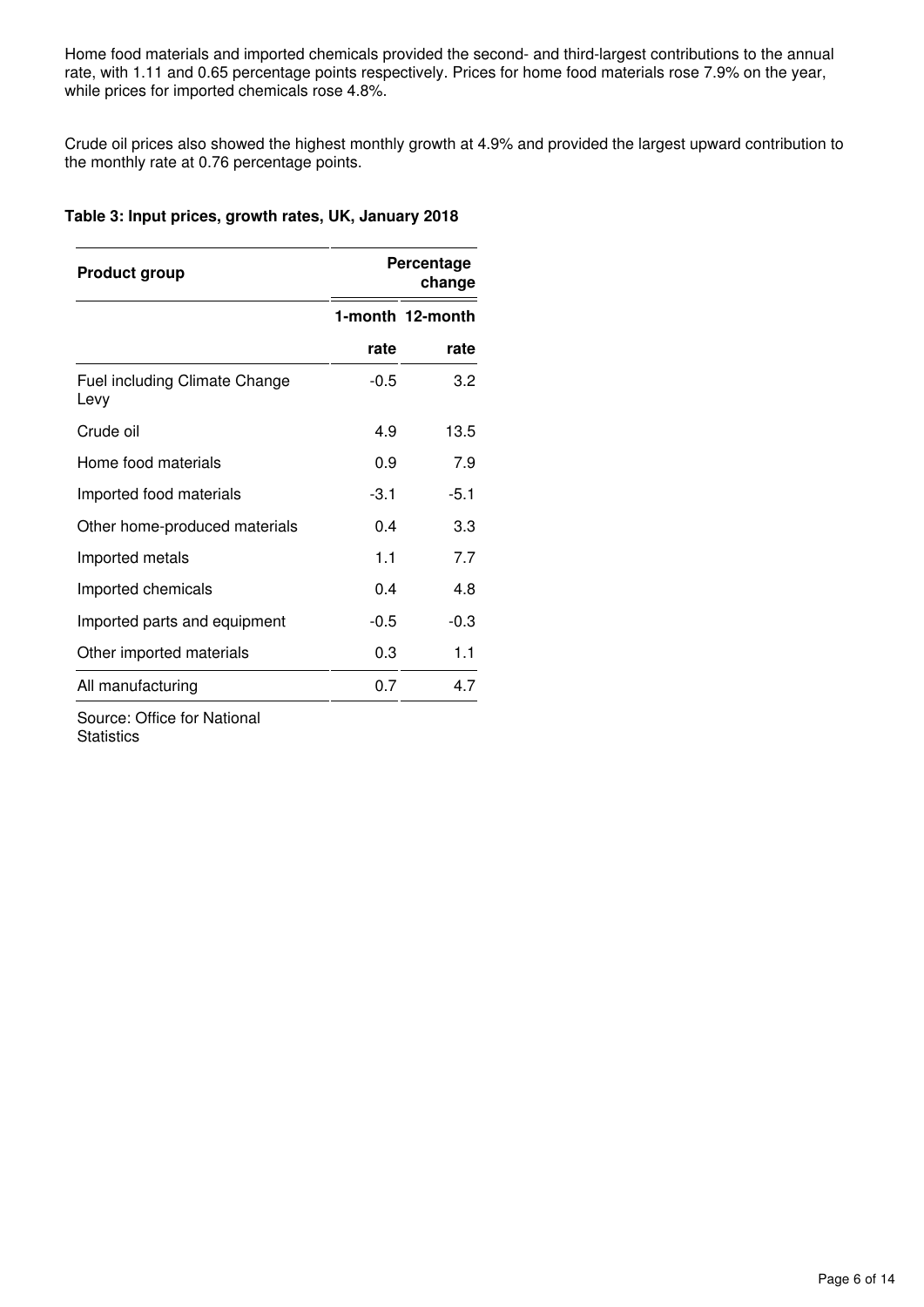Home food materials and imported chemicals provided the second- and third-largest contributions to the annual rate, with 1.11 and 0.65 percentage points respectively. Prices for home food materials rose 7.9% on the year, while prices for imported chemicals rose 4.8%.

Crude oil prices also showed the highest monthly growth at 4.9% and provided the largest upward contribution to the monthly rate at 0.76 percentage points.

**Table 3: Input prices, growth rates, UK, January 2018**

| Product group | Percentage change | |
|---|---|---|
| | 1-month rate | 12-month rate |
| Fuel including Climate Change Levy | -0.5 | 3.2 |
| Crude oil | 4.9 | 13.5 |
| Home food materials | 0.9 | 7.9 |
| Imported food materials | -3.1 | -5.1 |
| Other home-produced materials | 0.4 | 3.3 |
| Imported metals | 1.1 | 7.7 |
| Imported chemicals | 0.4 | 4.8 |
| Imported parts and equipment | -0.5 | -0.3 |
| Other imported materials | 0.3 | 1.1 |
| All manufacturing | 0.7 | 4.7 |

Source: Office for National Statistics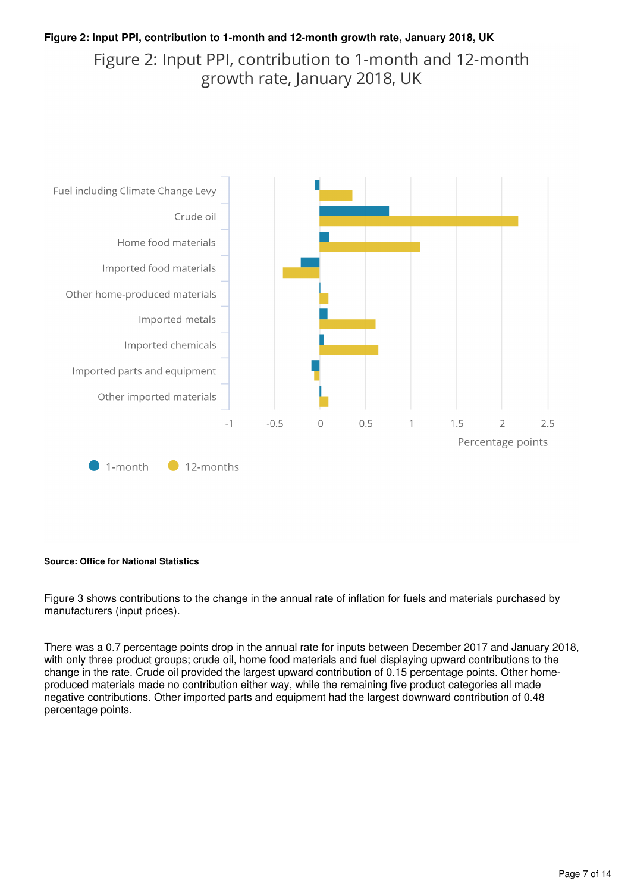**Figure 2: Input PPI, contribution to 1-month and 12-month growth rate, January 2018, UK**

Figure 2: Input PPI, contribution to 1-month and 12-month growth rate, January 2018, UK

**Source: Office for National Statistics**

Figure 3 shows contributions to the change in the annual rate of inflation for fuels and materials purchased by manufacturers (input prices).

There was a 0.7 percentage points drop in the annual rate for inputs between December 2017 and January 2018, with only three product groups; crude oil, home food materials and fuel displaying upward contributions to the change in the rate. Crude oil provided the largest upward contribution of 0.15 percentage points. Other home-produced materials made no contribution either way, while the remaining five product categories all made negative contributions. Other imported parts and equipment had the largest downward contribution of 0.48 percentage points.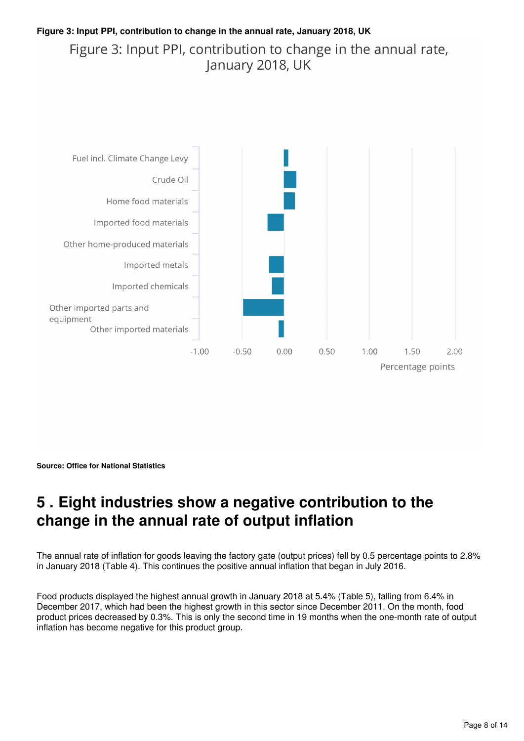**Figure 3: Input PPI, contribution to change in the annual rate, January 2018, UK**

Figure 3: Input PPI, contribution to change in the annual rate, January 2018, UK

Fuel incl. Climate Change Levy
Crude Oil
Home food materials
Imported food materials
Other home-produced materials
Imported metals
Imported chemicals
Other imported parts and equipment
Other imported materials

-1.00 -0.50 0.00 0.50 1.00 1.50 2.00

Percentage points

**Source: Office for National Statistics**

## 5 . Eight industries show a negative contribution to the change in the annual rate of output inflation

The annual rate of inflation for goods leaving the factory gate (output prices) fell by 0.5 percentage points to 2.8% in January 2018 (Table 4). This continues the positive annual inflation that began in July 2016.

Food products displayed the highest annual growth in January 2018 at 5.4% (Table 5), falling from 6.4% in December 2017, which had been the highest growth in this sector since December 2011. On the month, food product prices decreased by 0.3%. This is only the second time in 19 months when the one-month rate of output inflation has become negative for this product group.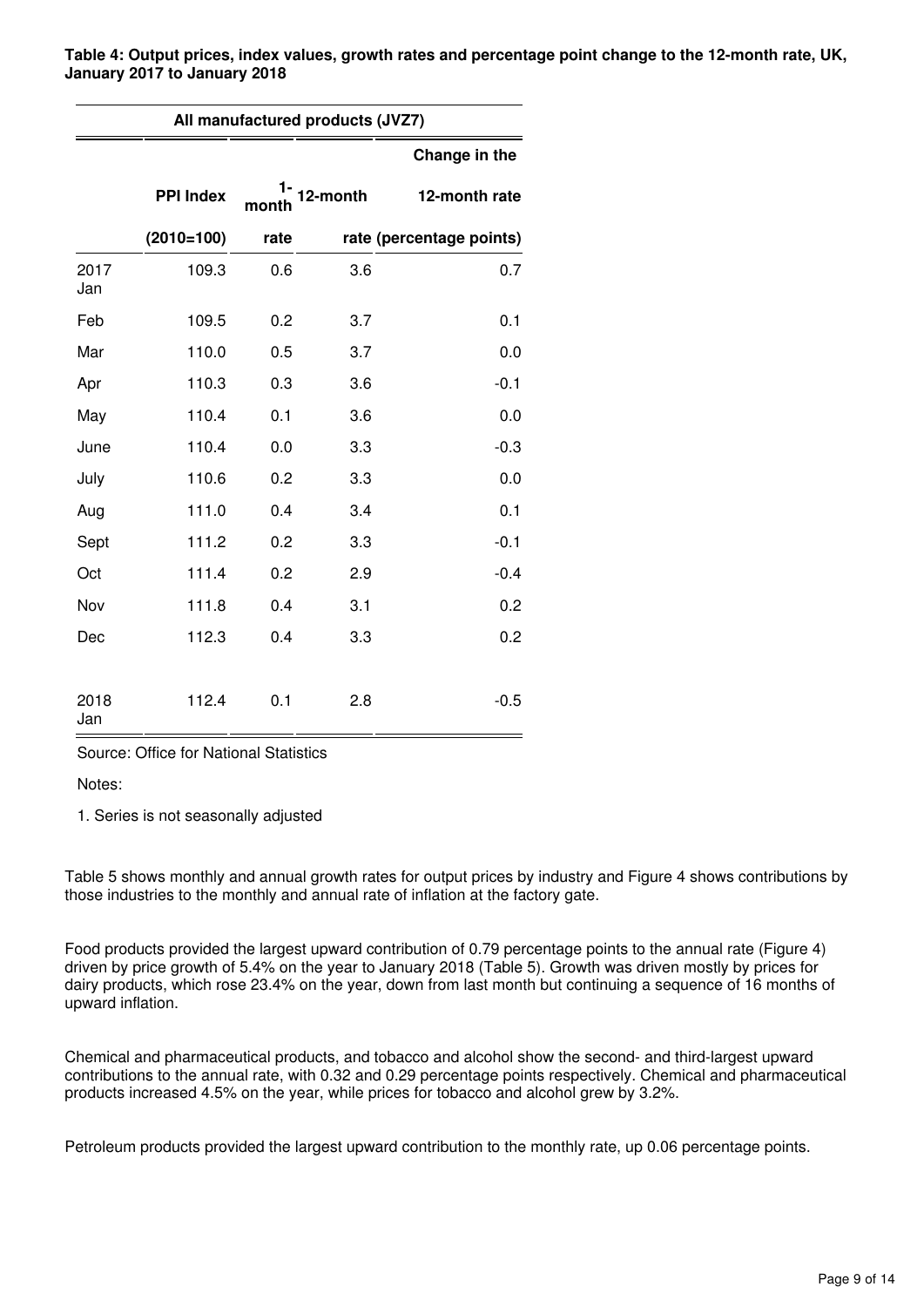**Table 4: Output prices, index values, growth rates and percentage point change to the 12-month rate, UK, January 2017 to January 2018**

| All manufactured products (JVZ7) | | | | |
|---|---|---|---|---|
| | PPI Index (2010=100) | 1-month rate | 12-month rate | Change in the 12-month rate (percentage points) |
| 2017 Jan | 109.3 | 0.6 | 3.6 | 0.7 |
| Feb | 109.5 | 0.2 | 3.7 | 0.1 |
| Mar | 110.0 | 0.5 | 3.7 | 0.0 |
| Apr | 110.3 | 0.3 | 3.6 | -0.1 |
| May | 110.4 | 0.1 | 3.6 | 0.0 |
| June | 110.4 | 0.0 | 3.3 | -0.3 |
| July | 110.6 | 0.2 | 3.3 | 0.0 |
| Aug | 111.0 | 0.4 | 3.4 | 0.1 |
| Sept | 111.2 | 0.2 | 3.3 | -0.1 |
| Oct | 111.4 | 0.2 | 2.9 | -0.4 |
| Nov | 111.8 | 0.4 | 3.1 | 0.2 |
| Dec | 112.3 | 0.4 | 3.3 | 0.2 |
| 2018 Jan | 112.4 | 0.1 | 2.8 | -0.5 |

Source: Office for National Statistics

Notes:

1. Series is not seasonally adjusted

Table 5 shows monthly and annual growth rates for output prices by industry and Figure 4 shows contributions by those industries to the monthly and annual rate of inflation at the factory gate.

Food products provided the largest upward contribution of 0.79 percentage points to the annual rate (Figure 4) driven by price growth of 5.4% on the year to January 2018 (Table 5). Growth was driven mostly by prices for dairy products, which rose 23.4% on the year, down from last month but continuing a sequence of 16 months of upward inflation.

Chemical and pharmaceutical products, and tobacco and alcohol show the second- and third-largest upward contributions to the annual rate, with 0.32 and 0.29 percentage points respectively. Chemical and pharmaceutical products increased 4.5% on the year, while prices for tobacco and alcohol grew by 3.2%.

Petroleum products provided the largest upward contribution to the monthly rate, up 0.06 percentage points.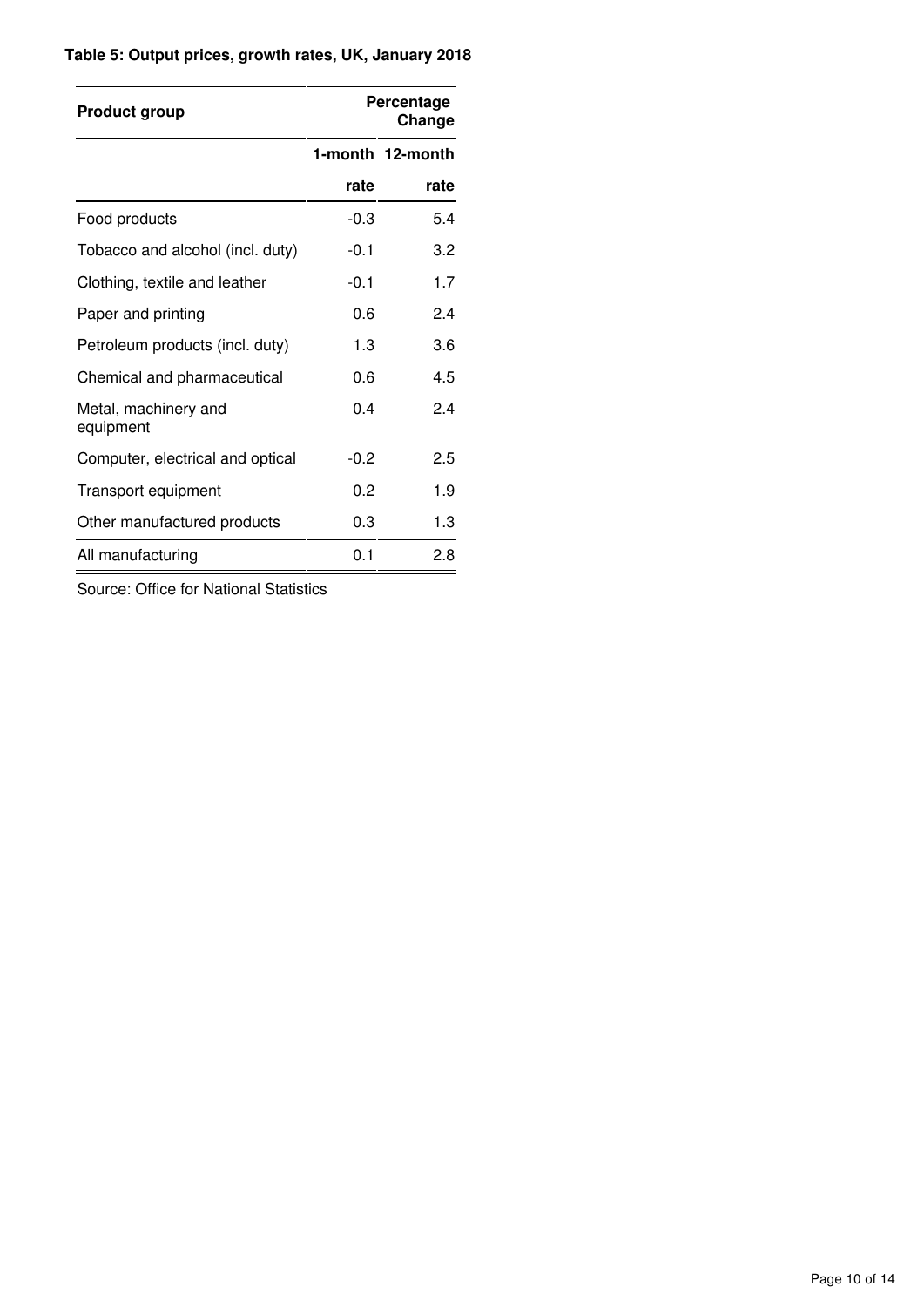**Table 5: Output prices, growth rates, UK, January 2018**

| Product group | Percentage Change | |
|---|---|---|
| | 1-month rate | 12-month rate |
| Food products | -0.3 | 5.4 |
| Tobacco and alcohol (incl. duty) | -0.1 | 3.2 |
| Clothing, textile and leather | -0.1 | 1.7 |
| Paper and printing | 0.6 | 2.4 |
| Petroleum products (incl. duty) | 1.3 | 3.6 |
| Chemical and pharmaceutical | 0.6 | 4.5 |
| Metal, machinery and equipment | 0.4 | 2.4 |
| Computer, electrical and optical | -0.2 | 2.5 |
| Transport equipment | 0.2 | 1.9 |
| Other manufactured products | 0.3 | 1.3 |
| All manufacturing | 0.1 | 2.8 |

Source: Office for National Statistics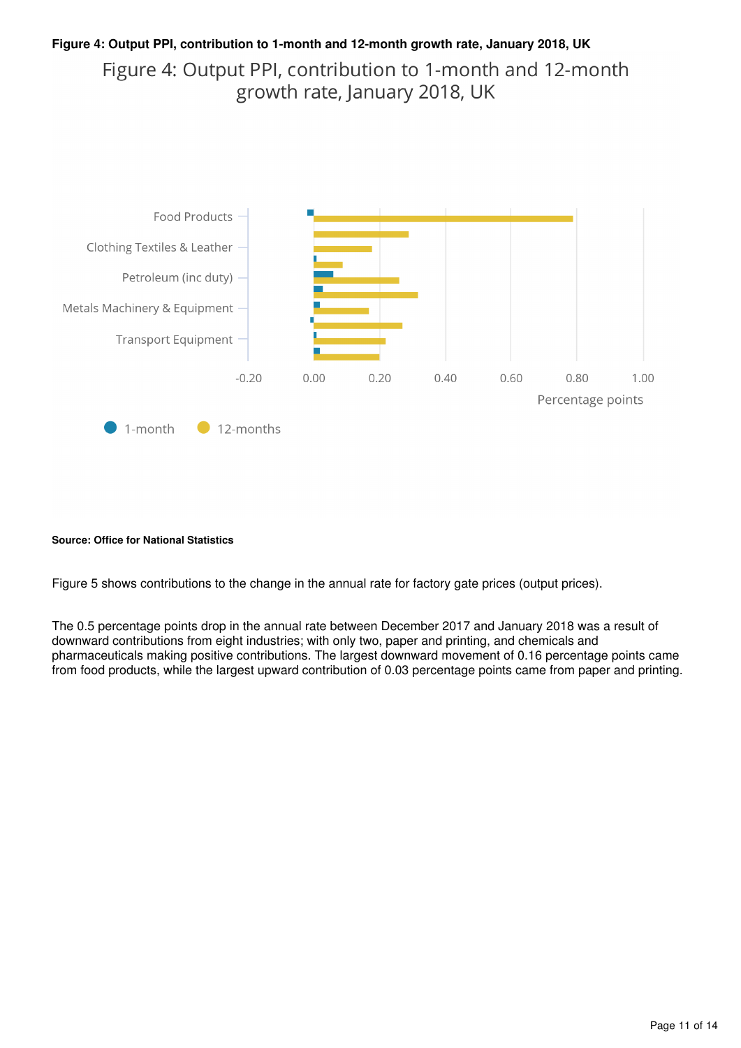**Figure 4: Output PPI, contribution to 1-month and 12-month growth rate, January 2018, UK**

Figure 4: Output PPI, contribution to 1-month and 12-month growth rate, January 2018, UK

Food Products
Clothing Textiles & Leather
Petroleum (inc duty)
Metals Machinery & Equipment
Transport Equipment

-0.20 0.00 0.20 0.40 0.60 0.80 1.00

Percentage points

1-month 12-months

**Source: Office for National Statistics**

Figure 5 shows contributions to the change in the annual rate for factory gate prices (output prices).

The 0.5 percentage points drop in the annual rate between December 2017 and January 2018 was a result of downward contributions from eight industries; with only two, paper and printing, and chemicals and pharmaceuticals making positive contributions. The largest downward movement of 0.16 percentage points came from food products, while the largest upward contribution of 0.03 percentage points came from paper and printing.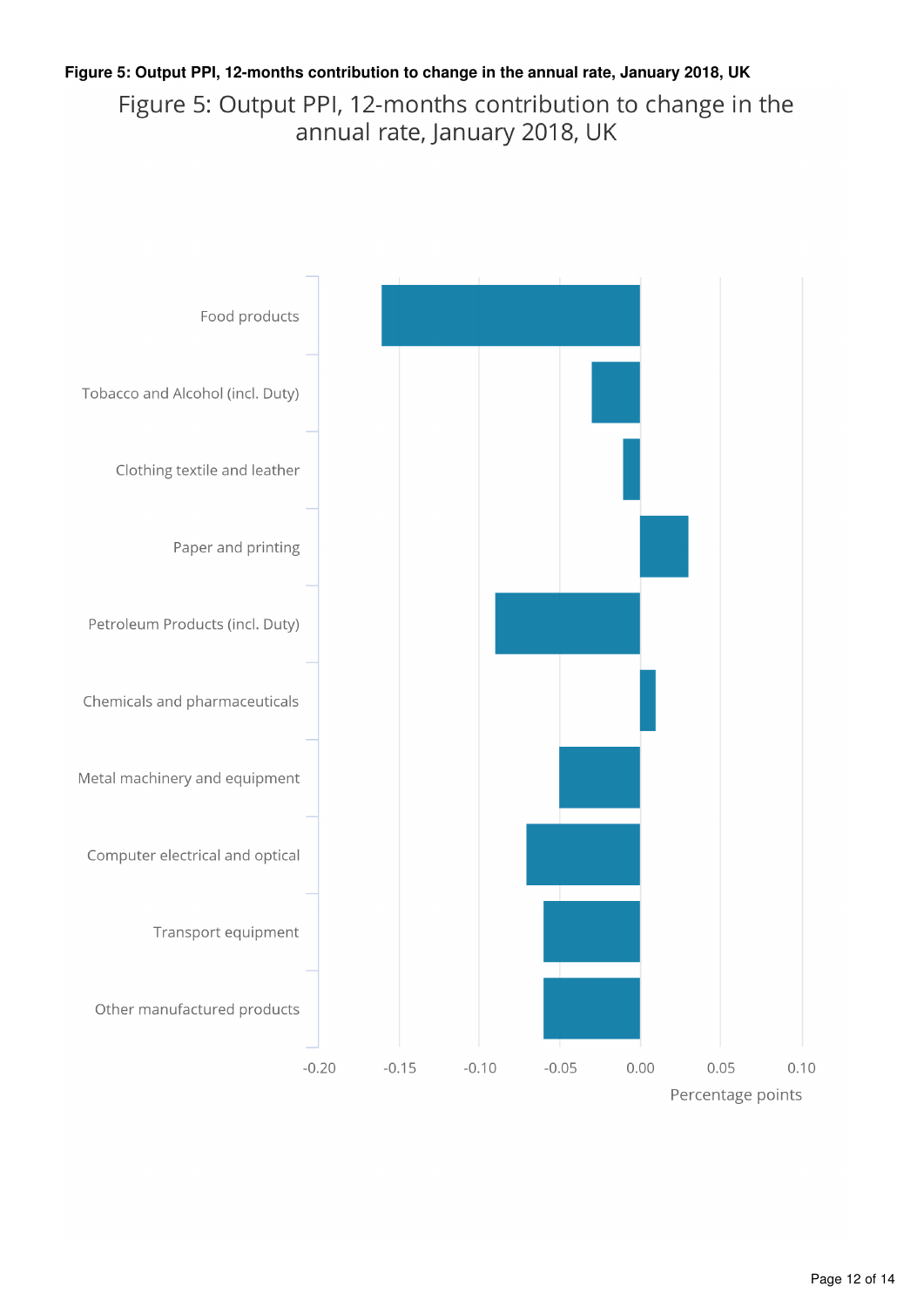**Figure 5: Output PPI, 12-months contribution to change in the annual rate, January 2018, UK**

Figure 5: Output PPI, 12-months contribution to change in the annual rate, January 2018, UK

Food products

Tobacco and Alcohol (incl. Duty)

Clothing textile and leather

Paper and printing

Petroleum Products (incl. Duty)

Chemicals and pharmaceuticals

Metal machinery and equipment

Computer electrical and optical

Transport equipment

Other manufactured products

-0.20 -0.15 -0.10 -0.05 0.00 0.05 0.10

Percentage points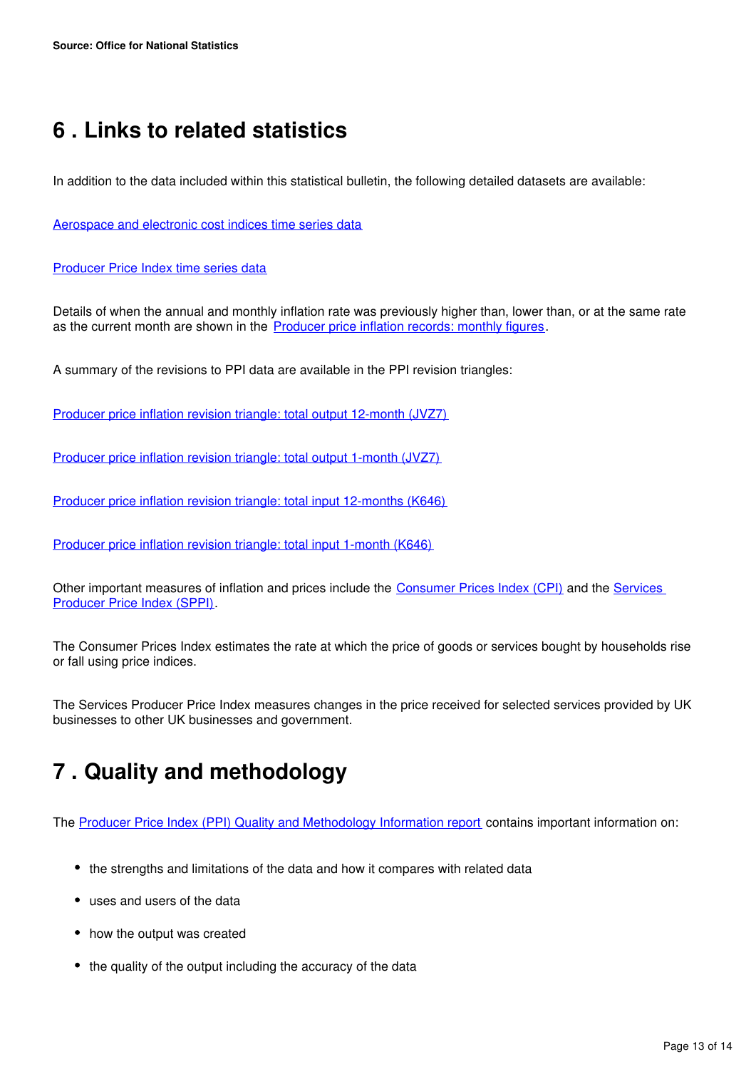Source: Office for National Statistics

## 6 . Links to related statistics

In addition to the data included within this statistical bulletin, the following detailed datasets are available:

Aerospace and electronic cost indices time series data

Producer Price Index time series data

Details of when the annual and monthly inflation rate was previously higher than, lower than, or at the same rate as the current month are shown in the Producer price inflation records: monthly figures.

A summary of the revisions to PPI data are available in the PPI revision triangles:

Producer price inflation revision triangle: total output 12-month (JVZ7)

Producer price inflation revision triangle: total output 1-month (JVZ7)

Producer price inflation revision triangle: total input 12-months (K646)

Producer price inflation revision triangle: total input 1-month (K646)

Other important measures of inflation and prices include the Consumer Prices Index (CPI) and the Services Producer Price Index (SPPI).

The Consumer Prices Index estimates the rate at which the price of goods or services bought by households rise or fall using price indices.

The Services Producer Price Index measures changes in the price received for selected services provided by UK businesses to other UK businesses and government.

## 7 . Quality and methodology

The Producer Price Index (PPI) Quality and Methodology Information report contains important information on:

- the strengths and limitations of the data and how it compares with related data
- uses and users of the data
- how the output was created
- the quality of the output including the accuracy of the data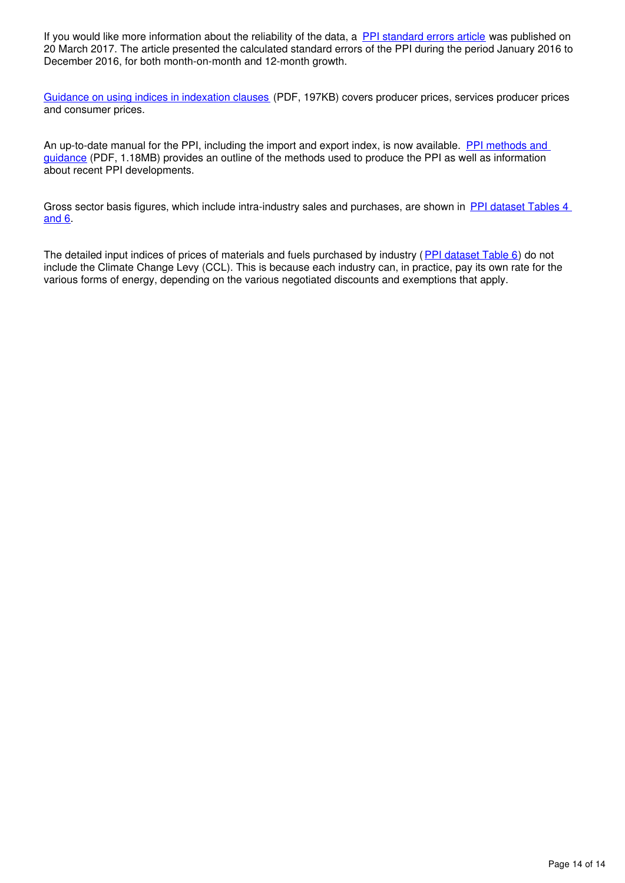If you would like more information about the reliability of the data, a [PPI standard errors article] was published on 20 March 2017. The article presented the calculated standard errors of the PPI during the period January 2016 to December 2016, for both month-on-month and 12-month growth.

[Guidance on using indices in indexation clauses] (PDF, 197KB) covers producer prices, services producer prices and consumer prices.

An up-to-date manual for the PPI, including the import and export index, is now available. [PPI methods and guidance] (PDF, 1.18MB) provides an outline of the methods used to produce the PPI as well as information about recent PPI developments.

Gross sector basis figures, which include intra-industry sales and purchases, are shown in [PPI dataset Tables 4 and 6].

The detailed input indices of prices of materials and fuels purchased by industry ([PPI dataset Table 6]) do not include the Climate Change Levy (CCL). This is because each industry can, in practice, pay its own rate for the various forms of energy, depending on the various negotiated discounts and exemptions that apply.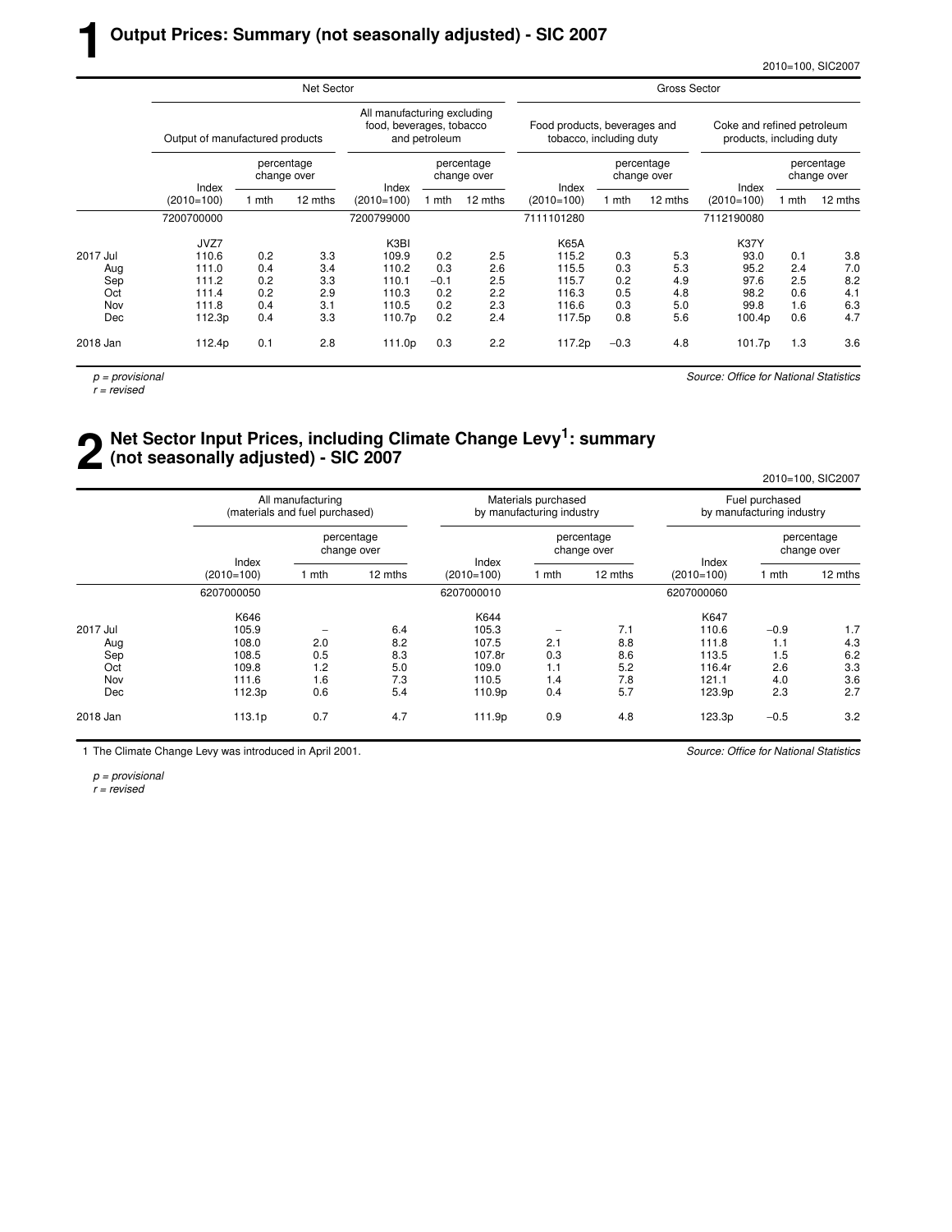# 1 Output Prices: Summary (not seasonally adjusted) - SIC 2007

2010=100, SIC2007

| | Net Sector | | | | | | Gross Sector | | | | | |
|---|---|---|---|---|---|---|---|---|---|---|---|---|
| | Output of manufactured products | | | All manufacturing excluding food, beverages, tobacco and petroleum | | | Food products, beverages and tobacco, including duty | | | Coke and refined petroleum products, including duty | | |
| | Index (2010=100) | percentage change over 1 mth | percentage change over 12 mths | Index (2010=100) | percentage change over 1 mth | percentage change over 12 mths | Index (2010=100) | percentage change over 1 mth | percentage change over 12 mths | Index (2010=100) | percentage change over 1 mth | percentage change over 12 mths |
| | 7200700000 | | | 7200799000 | | | 7111101280 | | | 7112190080 | | |
| | JVZ7 | | | K3BI | | | K65A | | | K37Y | | |
| 2017 Jul | 110.6 | 0.2 | 3.3 | 109.9 | 0.2 | 2.5 | 115.2 | 0.3 | 5.3 | 93.0 | 0.1 | 3.8 |
| Aug | 111.0 | 0.4 | 3.4 | 110.2 | 0.3 | 2.6 | 115.5 | 0.3 | 5.3 | 95.2 | 2.4 | 7.0 |
| Sep | 111.2 | 0.2 | 3.3 | 110.1 | −0.1 | 2.5 | 115.7 | 0.2 | 4.9 | 97.6 | 2.5 | 8.2 |
| Oct | 111.4 | 0.2 | 2.9 | 110.3 | 0.2 | 2.2 | 116.3 | 0.5 | 4.8 | 98.2 | 0.6 | 4.1 |
| Nov | 111.8 | 0.4 | 3.1 | 110.5 | 0.2 | 2.3 | 116.6 | 0.3 | 5.0 | 99.8 | 1.6 | 6.3 |
| Dec | 112.3p | 0.4 | 3.3 | 110.7p | 0.2 | 2.4 | 117.5p | 0.8 | 5.6 | 100.4p | 0.6 | 4.7 |
| 2018 Jan | 112.4p | 0.1 | 2.8 | 111.0p | 0.3 | 2.2 | 117.2p | −0.3 | 4.8 | 101.7p | 1.3 | 3.6 |

*p = provisional*
*r = revised*

*Source: Office for National Statistics*

# 2 Net Sector Input Prices, including Climate Change Levy[1]: summary (not seasonally adjusted) - SIC 2007

2010=100, SIC2007

| | All manufacturing (materials and fuel purchased) | | | Materials purchased by manufacturing industry | | | Fuel purchased by manufacturing industry | | |
|---|---|---|---|---|---|---|---|---|---|
| | Index (2010=100) | percentage change over 1 mth | percentage change over 12 mths | Index (2010=100) | percentage change over 1 mth | percentage change over 12 mths | Index (2010=100) | percentage change over 1 mth | percentage change over 12 mths |
| | 6207000050 | | | 6207000010 | | | 6207000060 | | |
| | K646 | | | K644 | | | K647 | | |
| 2017 Jul | 105.9 | – | 6.4 | 105.3 | – | 7.1 | 110.6 | −0.9 | 1.7 |
| Aug | 108.0 | 2.0 | 8.2 | 107.5 | 2.1 | 8.8 | 111.8 | 1.1 | 4.3 |
| Sep | 108.5 | 0.5 | 8.3 | 107.8r | 0.3 | 8.6 | 113.5 | 1.5 | 6.2 |
| Oct | 109.8 | 1.2 | 5.0 | 109.0 | 1.1 | 5.2 | 116.4r | 2.6 | 3.3 |
| Nov | 111.6 | 1.6 | 7.3 | 110.5 | 1.4 | 7.8 | 121.1 | 4.0 | 3.6 |
| Dec | 112.3p | 0.6 | 5.4 | 110.9p | 0.4 | 5.7 | 123.9p | 2.3 | 2.7 |
| 2018 Jan | 113.1p | 0.7 | 4.7 | 111.9p | 0.9 | 4.8 | 123.3p | −0.5 | 3.2 |

1 The Climate Change Levy was introduced in April 2001.

*Source: Office for National Statistics*

*p = provisional*
*r = revised*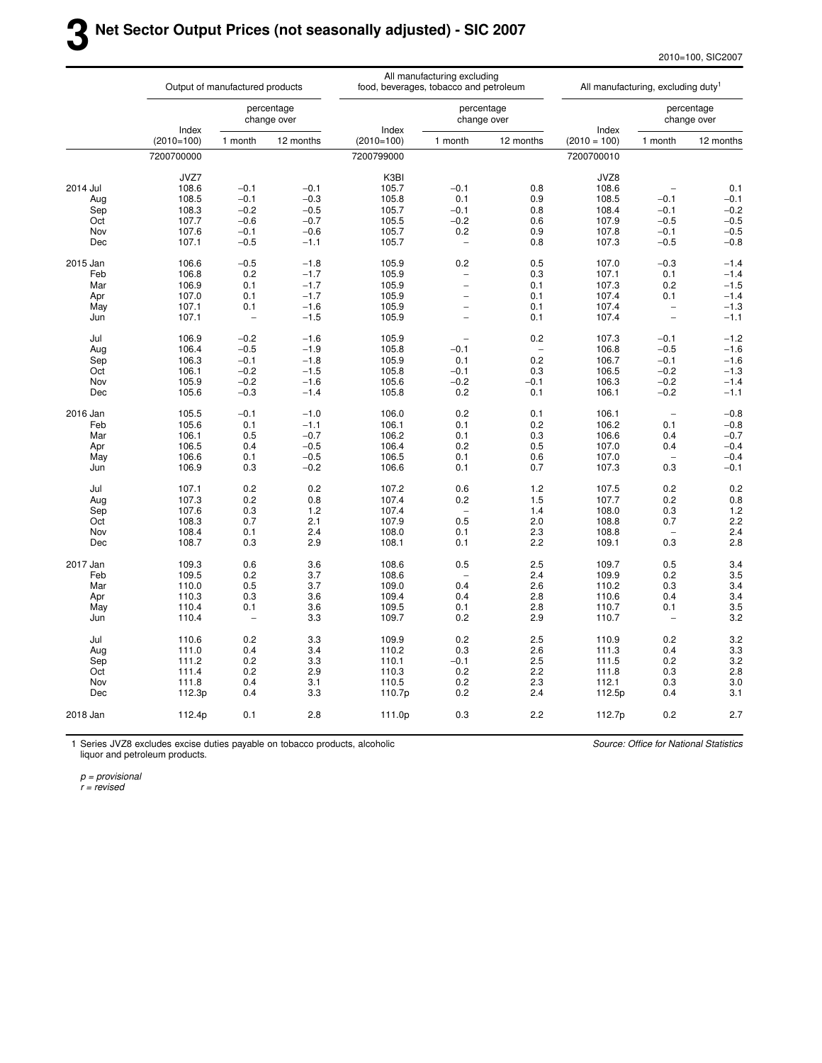# 3 Net Sector Output Prices (not seasonally adjusted) - SIC 2007

2010=100, SIC2007

| | Output of manufactured products | | | All manufacturing excluding food, beverages, tobacco and petroleum | | | All manufacturing, excluding duty[1] | | |
|---|---|---|---|---|---|---|---|---|---|
| | Index (2010=100) | percentage change over 1 month | percentage change over 12 months | Index (2010=100) | percentage change over 1 month | percentage change over 12 months | Index (2010 = 100) | percentage change over 1 month | percentage change over 12 months |
| | 7200700000 | | | 7200799000 | | | 7200700010 | | |
| | JVZ7 | | | K3BI | | | JVZ8 | | |
| 2014 Jul | 108.6 | −0.1 | −0.1 | 105.7 | −0.1 | 0.8 | 108.6 | – | 0.1 |
| Aug | 108.5 | −0.1 | −0.3 | 105.8 | 0.1 | 0.9 | 108.5 | −0.1 | −0.1 |
| Sep | 108.3 | −0.2 | −0.5 | 105.7 | −0.1 | 0.8 | 108.4 | −0.1 | −0.2 |
| Oct | 107.7 | −0.6 | −0.7 | 105.5 | −0.2 | 0.6 | 107.9 | −0.5 | −0.5 |
| Nov | 107.6 | −0.1 | −0.6 | 105.7 | 0.2 | 0.9 | 107.8 | −0.1 | −0.5 |
| Dec | 107.1 | −0.5 | −1.1 | 105.7 | – | 0.8 | 107.3 | −0.5 | −0.8 |
| 2015 Jan | 106.6 | −0.5 | −1.8 | 105.9 | 0.2 | 0.5 | 107.0 | −0.3 | −1.4 |
| Feb | 106.8 | 0.2 | −1.7 | 105.9 | – | 0.3 | 107.1 | 0.1 | −1.4 |
| Mar | 106.9 | 0.1 | −1.7 | 105.9 | – | 0.1 | 107.3 | 0.2 | −1.5 |
| Apr | 107.0 | 0.1 | −1.7 | 105.9 | – | 0.1 | 107.4 | 0.1 | −1.4 |
| May | 107.1 | 0.1 | −1.6 | 105.9 | – | 0.1 | 107.4 | – | −1.3 |
| Jun | 107.1 | – | −1.5 | 105.9 | – | 0.1 | 107.4 | – | −1.1 |
| Jul | 106.9 | −0.2 | −1.6 | 105.9 | – | 0.2 | 107.3 | −0.1 | −1.2 |
| Aug | 106.4 | −0.5 | −1.9 | 105.8 | −0.1 | – | 106.8 | −0.5 | −1.6 |
| Sep | 106.3 | −0.1 | −1.8 | 105.9 | 0.1 | 0.2 | 106.7 | −0.1 | −1.6 |
| Oct | 106.1 | −0.2 | −1.5 | 105.8 | −0.1 | 0.3 | 106.5 | −0.2 | −1.3 |
| Nov | 105.9 | −0.2 | −1.6 | 105.6 | −0.2 | −0.1 | 106.3 | −0.2 | −1.4 |
| Dec | 105.6 | −0.3 | −1.4 | 105.8 | 0.2 | 0.1 | 106.1 | −0.2 | −1.1 |
| 2016 Jan | 105.5 | −0.1 | −1.0 | 106.0 | 0.2 | 0.1 | 106.1 | – | −0.8 |
| Feb | 105.6 | 0.1 | −1.1 | 106.1 | 0.1 | 0.2 | 106.2 | 0.1 | −0.8 |
| Mar | 106.1 | 0.5 | −0.7 | 106.2 | 0.1 | 0.3 | 106.6 | 0.4 | −0.7 |
| Apr | 106.5 | 0.4 | −0.5 | 106.4 | 0.2 | 0.5 | 107.0 | 0.4 | −0.4 |
| May | 106.6 | 0.1 | −0.5 | 106.5 | 0.1 | 0.6 | 107.0 | – | −0.4 |
| Jun | 106.9 | 0.3 | −0.2 | 106.6 | 0.1 | 0.7 | 107.3 | 0.3 | −0.1 |
| Jul | 107.1 | 0.2 | 0.2 | 107.2 | 0.6 | 1.2 | 107.5 | 0.2 | 0.2 |
| Aug | 107.3 | 0.2 | 0.8 | 107.4 | 0.2 | 1.5 | 107.7 | 0.2 | 0.8 |
| Sep | 107.6 | 0.3 | 1.2 | 107.4 | – | 1.4 | 108.0 | 0.3 | 1.2 |
| Oct | 108.3 | 0.7 | 2.1 | 107.9 | 0.5 | 2.0 | 108.8 | 0.7 | 2.2 |
| Nov | 108.4 | 0.1 | 2.4 | 108.0 | 0.1 | 2.3 | 108.8 | – | 2.4 |
| Dec | 108.7 | 0.3 | 2.9 | 108.1 | 0.1 | 2.2 | 109.1 | 0.3 | 2.8 |
| 2017 Jan | 109.3 | 0.6 | 3.6 | 108.6 | 0.5 | 2.5 | 109.7 | 0.5 | 3.4 |
| Feb | 109.5 | 0.2 | 3.7 | 108.6 | – | 2.4 | 109.9 | 0.2 | 3.5 |
| Mar | 110.0 | 0.5 | 3.7 | 109.0 | 0.4 | 2.6 | 110.2 | 0.3 | 3.4 |
| Apr | 110.3 | 0.3 | 3.6 | 109.4 | 0.4 | 2.8 | 110.6 | 0.4 | 3.4 |
| May | 110.4 | 0.1 | 3.6 | 109.5 | 0.1 | 2.8 | 110.7 | 0.1 | 3.5 |
| Jun | 110.4 | – | 3.3 | 109.7 | 0.2 | 2.9 | 110.7 | – | 3.2 |
| Jul | 110.6 | 0.2 | 3.3 | 109.9 | 0.2 | 2.5 | 110.9 | 0.2 | 3.2 |
| Aug | 111.0 | 0.4 | 3.4 | 110.2 | 0.3 | 2.6 | 111.3 | 0.4 | 3.3 |
| Sep | 111.2 | 0.2 | 3.3 | 110.1 | −0.1 | 2.5 | 111.5 | 0.2 | 3.2 |
| Oct | 111.4 | 0.2 | 2.9 | 110.3 | 0.2 | 2.2 | 111.8 | 0.3 | 2.8 |
| Nov | 111.8 | 0.4 | 3.1 | 110.5 | 0.2 | 2.3 | 112.1 | 0.3 | 3.0 |
| Dec | 112.3p | 0.4 | 3.3 | 110.7p | 0.2 | 2.4 | 112.5p | 0.4 | 3.1 |
| 2018 Jan | 112.4p | 0.1 | 2.8 | 111.0p | 0.3 | 2.2 | 112.7p | 0.2 | 2.7 |

1 Series JVZ8 excludes excise duties payable on tobacco products, alcoholic liquor and petroleum products.

*Source: Office for National Statistics*

*p = provisional*
*r = revised*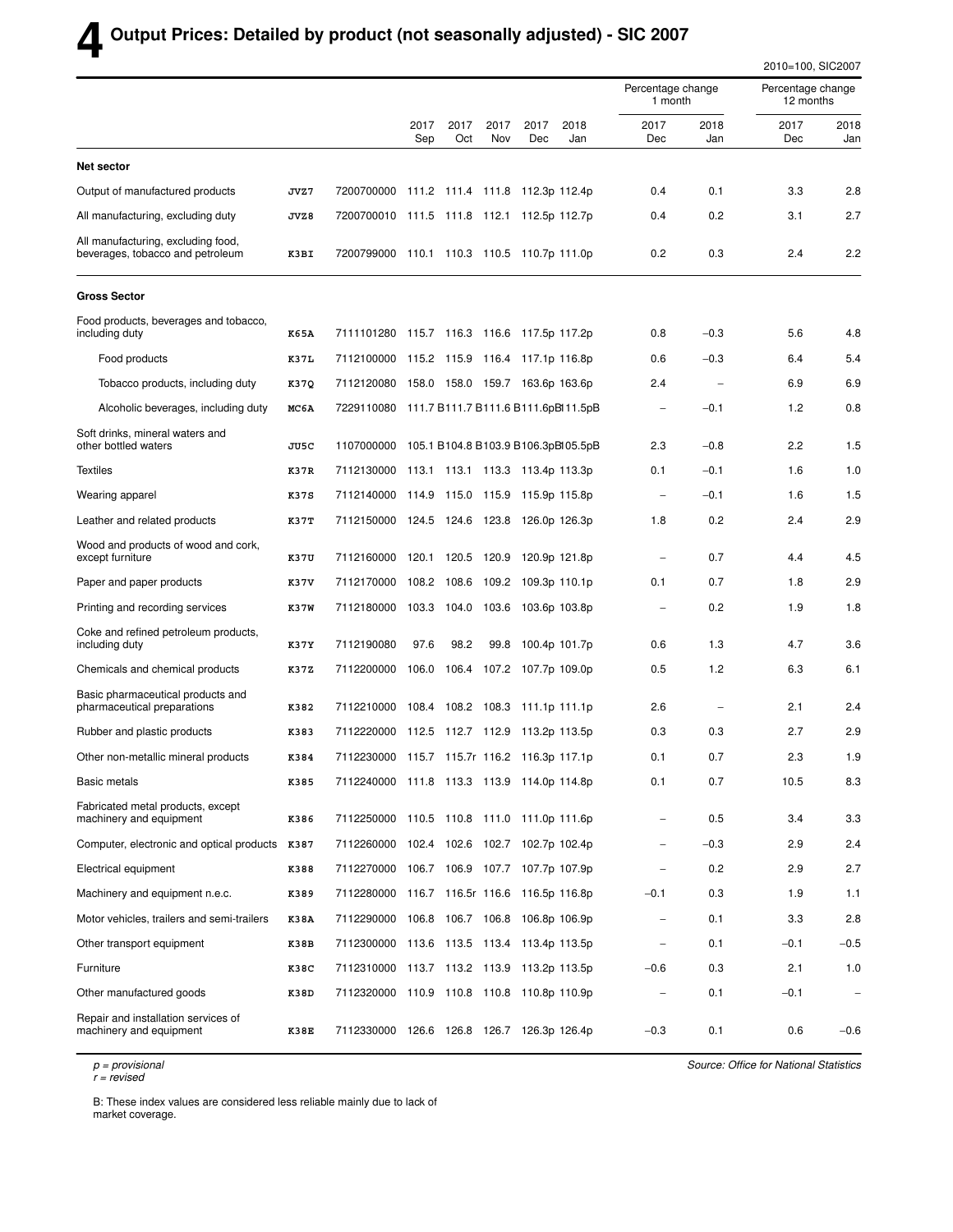# 4 Output Prices: Detailed by product (not seasonally adjusted) - SIC 2007

2010=100, SIC2007

| | | | 2017 Sep | 2017 Oct | 2017 Nov | 2017 Dec | 2018 Jan | Percentage change 1 month 2017 Dec | Percentage change 1 month 2018 Jan | Percentage change 12 months 2017 Dec | Percentage change 12 months 2018 Jan |
|---|---|---|---|---|---|---|---|---|---|---|---|
| **Net sector** | | | | | | | | | | | |
| Output of manufactured products | JVZ7 | 7200700000 | 111.2 | 111.4 | 111.8 | 112.3p | 112.4p | 0.4 | 0.1 | 3.3 | 2.8 |
| All manufacturing, excluding duty | JVZ8 | 7200700010 | 111.5 | 111.8 | 112.1 | 112.5p | 112.7p | 0.4 | 0.2 | 3.1 | 2.7 |
| All manufacturing, excluding food, beverages, tobacco and petroleum | K3BI | 7200799000 | 110.1 | 110.3 | 110.5 | 110.7p | 111.0p | 0.2 | 0.3 | 2.4 | 2.2 |
| **Gross Sector** | | | | | | | | | | | |
| Food products, beverages and tobacco, including duty | K65A | 7111101280 | 115.7 | 116.3 | 116.6 | 117.5p | 117.2p | 0.8 | −0.3 | 5.6 | 4.8 |
| Food products | K37L | 7112100000 | 115.2 | 115.9 | 116.4 | 117.1p | 116.8p | 0.6 | −0.3 | 6.4 | 5.4 |
| Tobacco products, including duty | K37Q | 7112120080 | 158.0 | 158.0 | 159.7 | 163.6p | 163.6p | 2.4 | – | 6.9 | 6.9 |
| Alcoholic beverages, including duty | MC6A | 7229110080 | 111.7 B | 111.7 B | 111.6 B | 111.6pB | 111.5pB | – | −0.1 | 1.2 | 0.8 |
| Soft drinks, mineral waters and other bottled waters | JU5C | 1107000000 | 105.1 B | 104.8 B | 103.9 B | 106.3pB | 105.5pB | 2.3 | −0.8 | 2.2 | 1.5 |
| Textiles | K37R | 7112130000 | 113.1 | 113.1 | 113.3 | 113.4p | 113.3p | 0.1 | −0.1 | 1.6 | 1.0 |
| Wearing apparel | K37S | 7112140000 | 114.9 | 115.0 | 115.9 | 115.9p | 115.8p | – | −0.1 | 1.6 | 1.5 |
| Leather and related products | K37T | 7112150000 | 124.5 | 124.6 | 123.8 | 126.0p | 126.3p | 1.8 | 0.2 | 2.4 | 2.9 |
| Wood and products of wood and cork, except furniture | K37U | 7112160000 | 120.1 | 120.5 | 120.9 | 120.9p | 121.8p | – | 0.7 | 4.4 | 4.5 |
| Paper and paper products | K37V | 7112170000 | 108.2 | 108.6 | 109.2 | 109.3p | 110.1p | 0.1 | 0.7 | 1.8 | 2.9 |
| Printing and recording services | K37W | 7112180000 | 103.3 | 104.0 | 103.6 | 103.6p | 103.8p | – | 0.2 | 1.9 | 1.8 |
| Coke and refined petroleum products, including duty | K37Y | 7112190080 | 97.6 | 98.2 | 99.8 | 100.4p | 101.7p | 0.6 | 1.3 | 4.7 | 3.6 |
| Chemicals and chemical products | K37Z | 7112200000 | 106.0 | 106.4 | 107.2 | 107.7p | 109.0p | 0.5 | 1.2 | 6.3 | 6.1 |
| Basic pharmaceutical products and pharmaceutical preparations | K382 | 7112210000 | 108.4 | 108.2 | 108.3 | 111.1p | 111.1p | 2.6 | – | 2.1 | 2.4 |
| Rubber and plastic products | K383 | 7112220000 | 112.5 | 112.7 | 112.9 | 113.2p | 113.5p | 0.3 | 0.3 | 2.7 | 2.9 |
| Other non-metallic mineral products | K384 | 7112230000 | 115.7 | 115.7r | 116.2 | 116.3p | 117.1p | 0.1 | 0.7 | 2.3 | 1.9 |
| Basic metals | K385 | 7112240000 | 111.8 | 113.3 | 113.9 | 114.0p | 114.8p | 0.1 | 0.7 | 10.5 | 8.3 |
| Fabricated metal products, except machinery and equipment | K386 | 7112250000 | 110.5 | 110.8 | 111.0 | 111.0p | 111.6p | – | 0.5 | 3.4 | 3.3 |
| Computer, electronic and optical products | K387 | 7112260000 | 102.4 | 102.6 | 102.7 | 102.7p | 102.4p | – | −0.3 | 2.9 | 2.4 |
| Electrical equipment | K388 | 7112270000 | 106.7 | 106.9 | 107.7 | 107.7p | 107.9p | – | 0.2 | 2.9 | 2.7 |
| Machinery and equipment n.e.c. | K389 | 7112280000 | 116.7 | 116.5r | 116.6 | 116.5p | 116.8p | −0.1 | 0.3 | 1.9 | 1.1 |
| Motor vehicles, trailers and semi-trailers | K38A | 7112290000 | 106.8 | 106.7 | 106.8 | 106.8p | 106.9p | – | 0.1 | 3.3 | 2.8 |
| Other transport equipment | K38B | 7112300000 | 113.6 | 113.5 | 113.4 | 113.4p | 113.5p | – | 0.1 | −0.1 | −0.5 |
| Furniture | K38C | 7112310000 | 113.7 | 113.2 | 113.9 | 113.2p | 113.5p | −0.6 | 0.3 | 2.1 | 1.0 |
| Other manufactured goods | K38D | 7112320000 | 110.9 | 110.8 | 110.8 | 110.8p | 110.9p | – | 0.1 | −0.1 | – |
| Repair and installation services of machinery and equipment | K38E | 7112330000 | 126.6 | 126.8 | 126.7 | 126.3p | 126.4p | −0.3 | 0.1 | 0.6 | −0.6 |

*p = provisional*
*r = revised*

*Source: Office for National Statistics*

B: These index values are considered less reliable mainly due to lack of market coverage.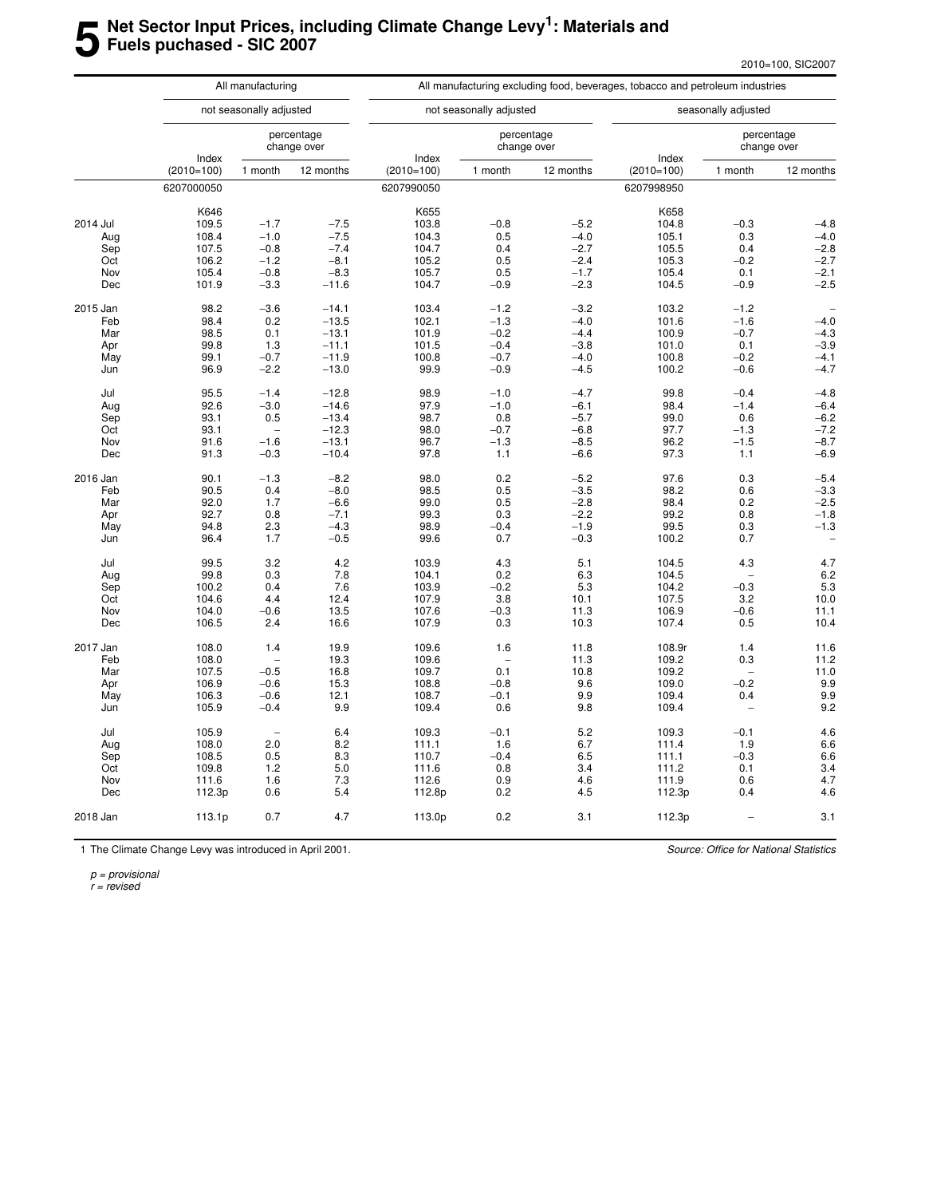# 5 Net Sector Input Prices, including Climate Change Levy[1]: Materials and Fuels puchased - SIC 2007

2010=100, SIC2007

| | All manufacturing | | | All manufacturing excluding food, beverages, tobacco and petroleum industries | | | | | |
|---|---|---|---|---|---|---|---|---|---|
| | not seasonally adjusted | | | not seasonally adjusted | | | seasonally adjusted | | |
| | Index (2010=100) | percentage change over 1 month | percentage change over 12 months | Index (2010=100) | percentage change over 1 month | percentage change over 12 months | Index (2010=100) | percentage change over 1 month | percentage change over 12 months |
| | 6207000050 | | | 6207990050 | | | 6207998950 | | |
| | K646 | | | K655 | | | K658 | | |
| 2014 Jul | 109.5 | −1.7 | −7.5 | 103.8 | −0.8 | −5.2 | 104.8 | −0.3 | −4.8 |
| Aug | 108.4 | −1.0 | −7.5 | 104.3 | 0.5 | −4.0 | 105.1 | 0.3 | −4.0 |
| Sep | 107.5 | −0.8 | −7.4 | 104.7 | 0.4 | −2.7 | 105.5 | 0.4 | −2.8 |
| Oct | 106.2 | −1.2 | −8.1 | 105.2 | 0.5 | −2.4 | 105.3 | −0.2 | −2.7 |
| Nov | 105.4 | −0.8 | −8.3 | 105.7 | 0.5 | −1.7 | 105.4 | 0.1 | −2.1 |
| Dec | 101.9 | −3.3 | −11.6 | 104.7 | −0.9 | −2.3 | 104.5 | −0.9 | −2.5 |
| 2015 Jan | 98.2 | −3.6 | −14.1 | 103.4 | −1.2 | −3.2 | 103.2 | −1.2 | – |
| Feb | 98.4 | 0.2 | −13.5 | 102.1 | −1.3 | −4.0 | 101.6 | −1.6 | −4.0 |
| Mar | 98.5 | 0.1 | −13.1 | 101.9 | −0.2 | −4.4 | 100.9 | −0.7 | −4.3 |
| Apr | 99.8 | 1.3 | −11.1 | 101.5 | −0.4 | −3.8 | 101.0 | 0.1 | −3.9 |
| May | 99.1 | −0.7 | −11.9 | 100.8 | −0.7 | −4.0 | 100.8 | −0.2 | −4.1 |
| Jun | 96.9 | −2.2 | −13.0 | 99.9 | −0.9 | −4.5 | 100.2 | −0.6 | −4.7 |
| Jul | 95.5 | −1.4 | −12.8 | 98.9 | −1.0 | −4.7 | 99.8 | −0.4 | −4.8 |
| Aug | 92.6 | −3.0 | −14.6 | 97.9 | −1.0 | −6.1 | 98.4 | −1.4 | −6.4 |
| Sep | 93.1 | 0.5 | −13.4 | 98.7 | 0.8 | −5.7 | 99.0 | 0.6 | −6.2 |
| Oct | 93.1 | – | −12.3 | 98.0 | −0.7 | −6.8 | 97.7 | −1.3 | −7.2 |
| Nov | 91.6 | −1.6 | −13.1 | 96.7 | −1.3 | −8.5 | 96.2 | −1.5 | −8.7 |
| Dec | 91.3 | −0.3 | −10.4 | 97.8 | 1.1 | −6.6 | 97.3 | 1.1 | −6.9 |
| 2016 Jan | 90.1 | −1.3 | −8.2 | 98.0 | 0.2 | −5.2 | 97.6 | 0.3 | −5.4 |
| Feb | 90.5 | 0.4 | −8.0 | 98.5 | 0.5 | −3.5 | 98.2 | 0.6 | −3.3 |
| Mar | 92.0 | 1.7 | −6.6 | 99.0 | 0.5 | −2.8 | 98.4 | 0.2 | −2.5 |
| Apr | 92.7 | 0.8 | −7.1 | 99.3 | 0.3 | −2.2 | 99.2 | 0.8 | −1.8 |
| May | 94.8 | 2.3 | −4.3 | 98.9 | −0.4 | −1.9 | 99.5 | 0.3 | −1.3 |
| Jun | 96.4 | 1.7 | −0.5 | 99.6 | 0.7 | −0.3 | 100.2 | 0.7 | – |
| Jul | 99.5 | 3.2 | 4.2 | 103.9 | 4.3 | 5.1 | 104.5 | 4.3 | 4.7 |
| Aug | 99.8 | 0.3 | 7.8 | 104.1 | 0.2 | 6.3 | 104.5 | – | 6.2 |
| Sep | 100.2 | 0.4 | 7.6 | 103.9 | −0.2 | 5.3 | 104.2 | −0.3 | 5.3 |
| Oct | 104.6 | 4.4 | 12.4 | 107.9 | 3.8 | 10.1 | 107.5 | 3.2 | 10.0 |
| Nov | 104.0 | −0.6 | 13.5 | 107.6 | −0.3 | 11.3 | 106.9 | −0.6 | 11.1 |
| Dec | 106.5 | 2.4 | 16.6 | 107.9 | 0.3 | 10.3 | 107.4 | 0.5 | 10.4 |
| 2017 Jan | 108.0 | 1.4 | 19.9 | 109.6 | 1.6 | 11.8 | 108.9r | 1.4 | 11.6 |
| Feb | 108.0 | – | 19.3 | 109.6 | – | 11.3 | 109.2 | 0.3 | 11.2 |
| Mar | 107.5 | −0.5 | 16.8 | 109.7 | 0.1 | 10.8 | 109.2 | – | 11.0 |
| Apr | 106.9 | −0.6 | 15.3 | 108.8 | −0.8 | 9.6 | 109.0 | −0.2 | 9.9 |
| May | 106.3 | −0.6 | 12.1 | 108.7 | −0.1 | 9.9 | 109.4 | 0.4 | 9.9 |
| Jun | 105.9 | −0.4 | 9.9 | 109.4 | 0.6 | 9.8 | 109.4 | – | 9.2 |
| Jul | 105.9 | – | 6.4 | 109.3 | −0.1 | 5.2 | 109.3 | −0.1 | 4.6 |
| Aug | 108.0 | 2.0 | 8.2 | 111.1 | 1.6 | 6.7 | 111.4 | 1.9 | 6.6 |
| Sep | 108.5 | 0.5 | 8.3 | 110.7 | −0.4 | 6.5 | 111.1 | −0.3 | 6.6 |
| Oct | 109.8 | 1.2 | 5.0 | 111.6 | 0.8 | 3.4 | 111.2 | 0.1 | 3.4 |
| Nov | 111.6 | 1.6 | 7.3 | 112.6 | 0.9 | 4.6 | 111.9 | 0.6 | 4.7 |
| Dec | 112.3p | 0.6 | 5.4 | 112.8p | 0.2 | 4.5 | 112.3p | 0.4 | 4.6 |
| 2018 Jan | 113.1p | 0.7 | 4.7 | 113.0p | 0.2 | 3.1 | 112.3p | – | 3.1 |

1 The Climate Change Levy was introduced in April 2001.

*Source: Office for National Statistics*

*p = provisional*
*r = revised*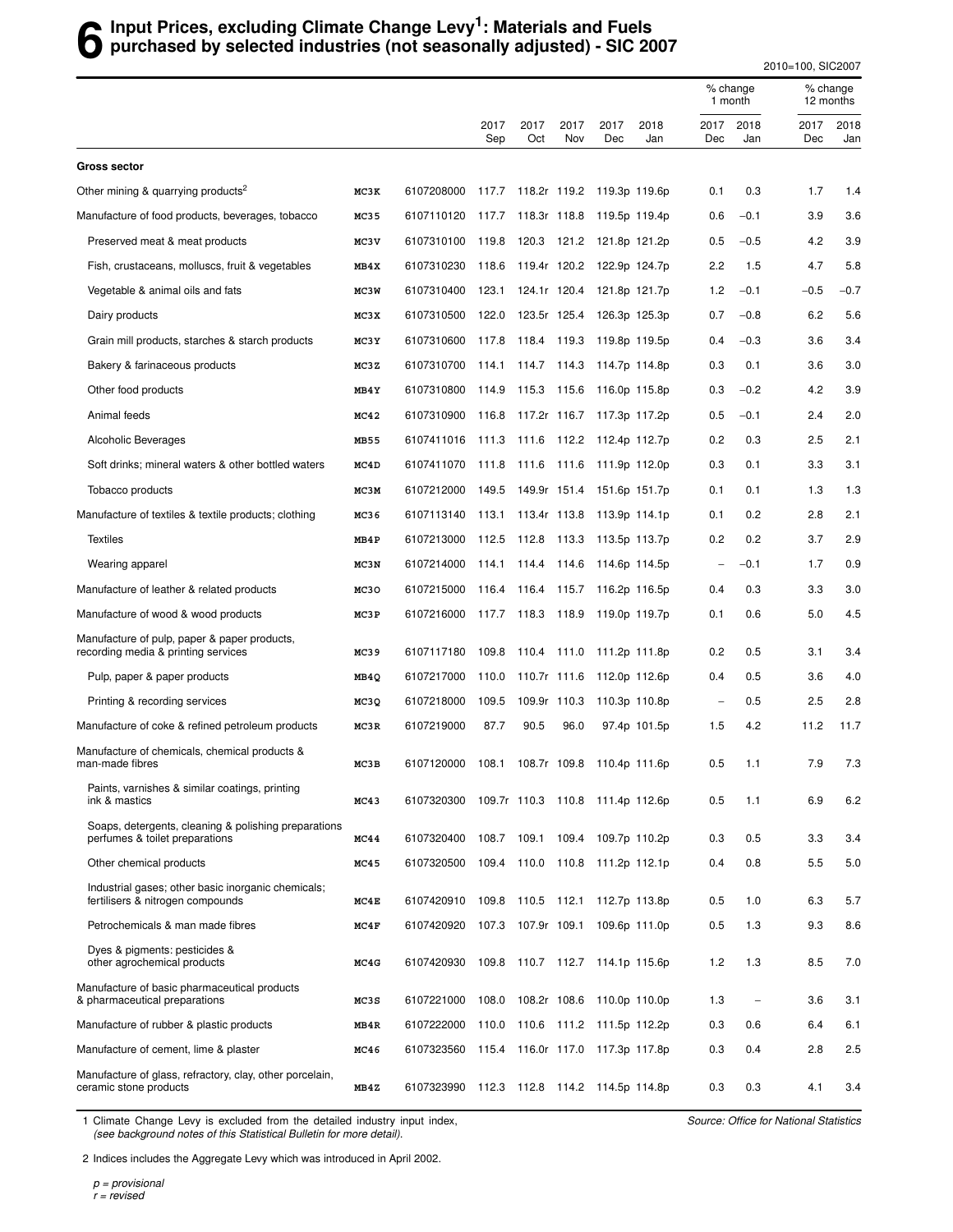# 6 Input Prices, excluding Climate Change Levy[1]: Materials and Fuels purchased by selected industries (not seasonally adjusted) - SIC 2007

2010=100, SIC2007

| | | | 2017 Sep | 2017 Oct | 2017 Nov | 2017 Dec | 2018 Jan | % change 1 month 2017 Dec | % change 1 month 2018 Jan | % change 12 months 2017 Dec | % change 12 months 2018 Jan |
|---|---|---|---|---|---|---|---|---|---|---|---|
| **Gross sector** | | | | | | | | | | | |
| Other mining & quarrying products[2] | MC3K | 6107208000 | 117.7 | 118.2r | 119.2 | 119.3p | 119.6p | 0.1 | 0.3 | 1.7 | 1.4 |
| Manufacture of food products, beverages, tobacco | MC35 | 6107110120 | 117.7 | 118.3r | 118.8 | 119.5p | 119.4p | 0.6 | −0.1 | 3.9 | 3.6 |
| Preserved meat & meat products | MC3V | 6107310100 | 119.8 | 120.3 | 121.2 | 121.8p | 121.2p | 0.5 | −0.5 | 4.2 | 3.9 |
| Fish, crustaceans, molluscs, fruit & vegetables | MB4X | 6107310230 | 118.6 | 119.4r | 120.2 | 122.9p | 124.7p | 2.2 | 1.5 | 4.7 | 5.8 |
| Vegetable & animal oils and fats | MC3W | 6107310400 | 123.1 | 124.1r | 120.4 | 121.8p | 121.7p | 1.2 | −0.1 | −0.5 | −0.7 |
| Dairy products | MC3X | 6107310500 | 122.0 | 123.5r | 125.4 | 126.3p | 125.3p | 0.7 | −0.8 | 6.2 | 5.6 |
| Grain mill products, starches & starch products | MC3Y | 6107310600 | 117.8 | 118.4 | 119.3 | 119.8p | 119.5p | 0.4 | −0.3 | 3.6 | 3.4 |
| Bakery & farinaceous products | MC3Z | 6107310700 | 114.1 | 114.7 | 114.3 | 114.7p | 114.8p | 0.3 | 0.1 | 3.6 | 3.0 |
| Other food products | MB4Y | 6107310800 | 114.9 | 115.3 | 115.6 | 116.0p | 115.8p | 0.3 | −0.2 | 4.2 | 3.9 |
| Animal feeds | MC42 | 6107310900 | 116.8 | 117.2r | 116.7 | 117.3p | 117.2p | 0.5 | −0.1 | 2.4 | 2.0 |
| Alcoholic Beverages | MB55 | 6107411016 | 111.3 | 111.6 | 112.2 | 112.4p | 112.7p | 0.2 | 0.3 | 2.5 | 2.1 |
| Soft drinks; mineral waters & other bottled waters | MC4D | 6107411070 | 111.8 | 111.6 | 111.6 | 111.9p | 112.0p | 0.3 | 0.1 | 3.3 | 3.1 |
| Tobacco products | MC3M | 6107212000 | 149.5 | 149.9r | 151.4 | 151.6p | 151.7p | 0.1 | 0.1 | 1.3 | 1.3 |
| Manufacture of textiles & textile products; clothing | MC36 | 6107113140 | 113.1 | 113.4r | 113.8 | 113.9p | 114.1p | 0.1 | 0.2 | 2.8 | 2.1 |
| Textiles | MB4P | 6107213000 | 112.5 | 112.8 | 113.3 | 113.5p | 113.7p | 0.2 | 0.2 | 3.7 | 2.9 |
| Wearing apparel | MC3N | 6107214000 | 114.1 | 114.4 | 114.6 | 114.6p | 114.5p | – | −0.1 | 1.7 | 0.9 |
| Manufacture of leather & related products | MC3O | 6107215000 | 116.4 | 116.4 | 115.7 | 116.2p | 116.5p | 0.4 | 0.3 | 3.3 | 3.0 |
| Manufacture of wood & wood products | MC3P | 6107216000 | 117.7 | 118.3 | 118.9 | 119.0p | 119.7p | 0.1 | 0.6 | 5.0 | 4.5 |
| Manufacture of pulp, paper & paper products, recording media & printing services | MC39 | 6107117180 | 109.8 | 110.4 | 111.0 | 111.2p | 111.8p | 0.2 | 0.5 | 3.1 | 3.4 |
| Pulp, paper & paper products | MB4Q | 6107217000 | 110.0 | 110.7r | 111.6 | 112.0p | 112.6p | 0.4 | 0.5 | 3.6 | 4.0 |
| Printing & recording services | MC3Q | 6107218000 | 109.5 | 109.9r | 110.3 | 110.3p | 110.8p | – | 0.5 | 2.5 | 2.8 |
| Manufacture of coke & refined petroleum products | MC3R | 6107219000 | 87.7 | 90.5 | 96.0 | 97.4p | 101.5p | 1.5 | 4.2 | 11.2 | 11.7 |
| Manufacture of chemicals, chemical products & man-made fibres | MC3B | 6107120000 | 108.1 | 108.7r | 109.8 | 110.4p | 111.6p | 0.5 | 1.1 | 7.9 | 7.3 |
| Paints, varnishes & similar coatings, printing ink & mastics | MC43 | 6107320300 | 109.7r | 110.3 | 110.8 | 111.4p | 112.6p | 0.5 | 1.1 | 6.9 | 6.2 |
| Soaps, detergents, cleaning & polishing preparations perfumes & toilet preparations | MC44 | 6107320400 | 108.7 | 109.1 | 109.4 | 109.7p | 110.2p | 0.3 | 0.5 | 3.3 | 3.4 |
| Other chemical products | MC45 | 6107320500 | 109.4 | 110.0 | 110.8 | 111.2p | 112.1p | 0.4 | 0.8 | 5.5 | 5.0 |
| Industrial gases; other basic inorganic chemicals; fertilisers & nitrogen compounds | MC4E | 6107420910 | 109.8 | 110.5 | 112.1 | 112.7p | 113.8p | 0.5 | 1.0 | 6.3 | 5.7 |
| Petrochemicals & man made fibres | MC4F | 6107420920 | 107.3 | 107.9r | 109.1 | 109.6p | 111.0p | 0.5 | 1.3 | 9.3 | 8.6 |
| Dyes & pigments: pesticides & other agrochemical products | MC4G | 6107420930 | 109.8 | 110.7 | 112.7 | 114.1p | 115.6p | 1.2 | 1.3 | 8.5 | 7.0 |
| Manufacture of basic pharmaceutical products & pharmaceutical preparations | MC3S | 6107221000 | 108.0 | 108.2r | 108.6 | 110.0p | 110.0p | 1.3 | – | 3.6 | 3.1 |
| Manufacture of rubber & plastic products | MB4R | 6107222000 | 110.0 | 110.6 | 111.2 | 111.5p | 112.2p | 0.3 | 0.6 | 6.4 | 6.1 |
| Manufacture of cement, lime & plaster | MC46 | 6107323560 | 115.4 | 116.0r | 117.0 | 117.3p | 117.8p | 0.3 | 0.4 | 2.8 | 2.5 |
| Manufacture of glass, refractory, clay, other porcelain, ceramic stone products | MB4Z | 6107323990 | 112.3 | 112.8 | 114.2 | 114.5p | 114.8p | 0.3 | 0.3 | 4.1 | 3.4 |

1 Climate Change Levy is excluded from the detailed industry input index, *(see background notes of this Statistical Bulletin for more detail).*

*Source: Office for National Statistics*

2 Indices includes the Aggregate Levy which was introduced in April 2002.

*p = provisional*
*r = revised*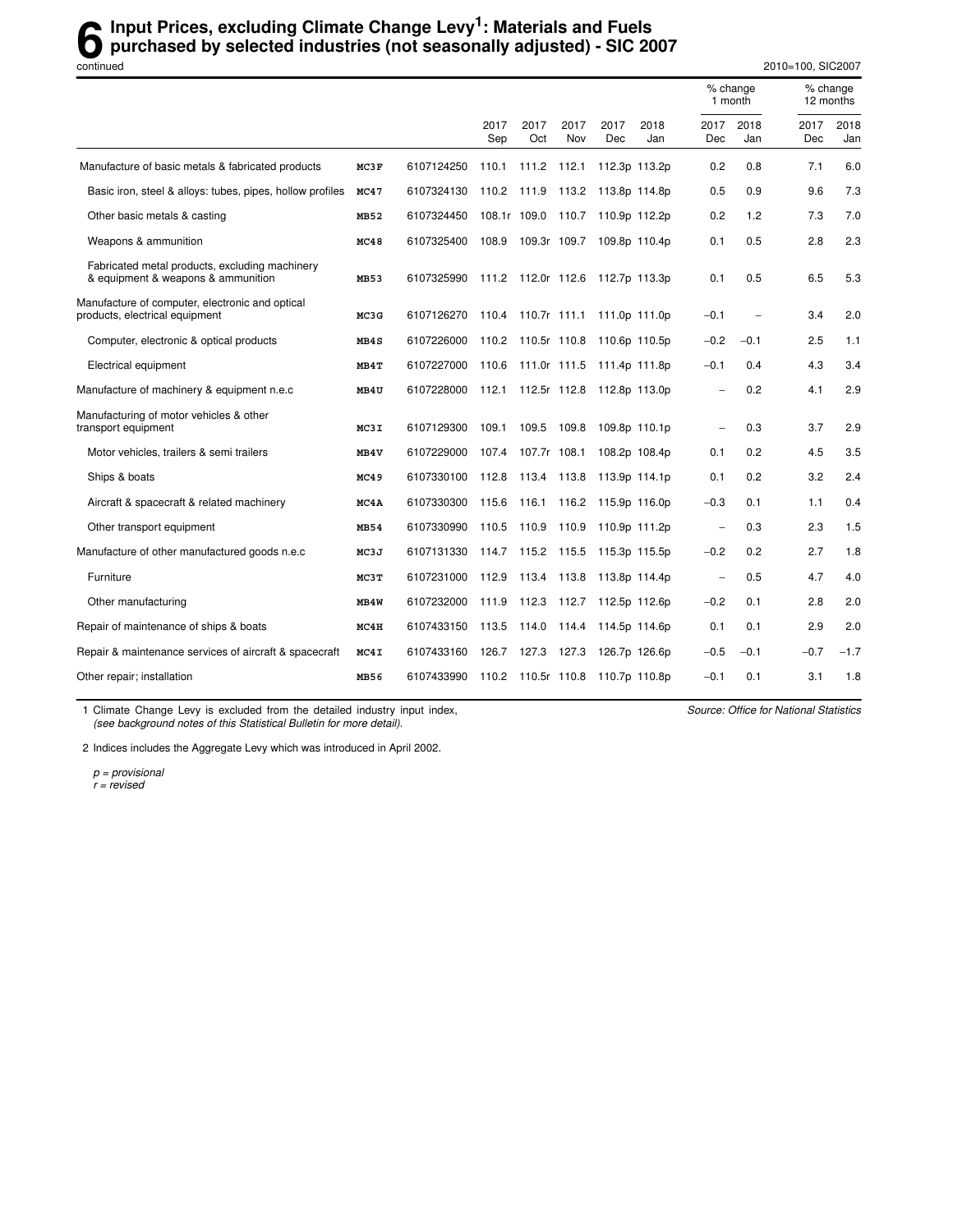# 6 Input Prices, excluding Climate Change Levy[1]: Materials and Fuels purchased by selected industries (not seasonally adjusted) - SIC 2007

continued

2010=100, SIC2007

| | | | 2017 Sep | 2017 Oct | 2017 Nov | 2017 Dec | 2018 Jan | % change 1 month 2017 Dec | % change 1 month 2018 Jan | % change 12 months 2017 Dec | % change 12 months 2018 Jan |
|---|---|---|---|---|---|---|---|---|---|---|---|
| Manufacture of basic metals & fabricated products | **MC3F** | 6107124250 | 110.1 | 111.2 | 112.1 | 112.3p | 113.2p | 0.2 | 0.8 | 7.1 | 6.0 |
| Basic iron, steel & alloys: tubes, pipes, hollow profiles | **MC47** | 6107324130 | 110.2 | 111.9 | 113.2 | 113.8p | 114.8p | 0.5 | 0.9 | 9.6 | 7.3 |
| Other basic metals & casting | **MB52** | 6107324450 | 108.1r | 109.0 | 110.7 | 110.9p | 112.2p | 0.2 | 1.2 | 7.3 | 7.0 |
| Weapons & ammunition | **MC48** | 6107325400 | 108.9 | 109.3r | 109.7 | 109.8p | 110.4p | 0.1 | 0.5 | 2.8 | 2.3 |
| Fabricated metal products, excluding machinery & equipment & weapons & ammunition | **MB53** | 6107325990 | 111.2 | 112.0r | 112.6 | 112.7p | 113.3p | 0.1 | 0.5 | 6.5 | 5.3 |
| Manufacture of computer, electronic and optical products, electrical equipment | **MC3G** | 6107126270 | 110.4 | 110.7r | 111.1 | 111.0p | 111.0p | −0.1 | – | 3.4 | 2.0 |
| Computer, electronic & optical products | **MB4S** | 6107226000 | 110.2 | 110.5r | 110.8 | 110.6p | 110.5p | −0.2 | −0.1 | 2.5 | 1.1 |
| Electrical equipment | **MB4T** | 6107227000 | 110.6 | 111.0r | 111.5 | 111.4p | 111.8p | −0.1 | 0.4 | 4.3 | 3.4 |
| Manufacture of machinery & equipment n.e.c | **MB4U** | 6107228000 | 112.1 | 112.5r | 112.8 | 112.8p | 113.0p | – | 0.2 | 4.1 | 2.9 |
| Manufacturing of motor vehicles & other transport equipment | **MC3I** | 6107129300 | 109.1 | 109.5 | 109.8 | 109.8p | 110.1p | – | 0.3 | 3.7 | 2.9 |
| Motor vehicles, trailers & semi trailers | **MB4V** | 6107229000 | 107.4 | 107.7r | 108.1 | 108.2p | 108.4p | 0.1 | 0.2 | 4.5 | 3.5 |
| Ships & boats | **MC49** | 6107330100 | 112.8 | 113.4 | 113.8 | 113.9p | 114.1p | 0.1 | 0.2 | 3.2 | 2.4 |
| Aircraft & spacecraft & related machinery | **MC4A** | 6107330300 | 115.6 | 116.1 | 116.2 | 115.9p | 116.0p | −0.3 | 0.1 | 1.1 | 0.4 |
| Other transport equipment | **MB54** | 6107330990 | 110.5 | 110.9 | 110.9 | 110.9p | 111.2p | – | 0.3 | 2.3 | 1.5 |
| Manufacture of other manufactured goods n.e.c | **MC3J** | 6107131330 | 114.7 | 115.2 | 115.5 | 115.3p | 115.5p | −0.2 | 0.2 | 2.7 | 1.8 |
| Furniture | **MC3T** | 6107231000 | 112.9 | 113.4 | 113.8 | 113.8p | 114.4p | – | 0.5 | 4.7 | 4.0 |
| Other manufacturing | **MB4W** | 6107232000 | 111.9 | 112.3 | 112.7 | 112.5p | 112.6p | −0.2 | 0.1 | 2.8 | 2.0 |
| Repair of maintenance of ships & boats | **MC4H** | 6107433150 | 113.5 | 114.0 | 114.4 | 114.5p | 114.6p | 0.1 | 0.1 | 2.9 | 2.0 |
| Repair & maintenance services of aircraft & spacecraft | **MC4I** | 6107433160 | 126.7 | 127.3 | 127.3 | 126.7p | 126.6p | −0.5 | −0.1 | −0.7 | −1.7 |
| Other repair; installation | **MB56** | 6107433990 | 110.2 | 110.5r | 110.8 | 110.7p | 110.8p | −0.1 | 0.1 | 3.1 | 1.8 |

1 Climate Change Levy is excluded from the detailed industry input index, *(see background notes of this Statistical Bulletin for more detail).*

2 Indices includes the Aggregate Levy which was introduced in April 2002.

*p = provisional*
*r = revised*

*Source: Office for National Statistics*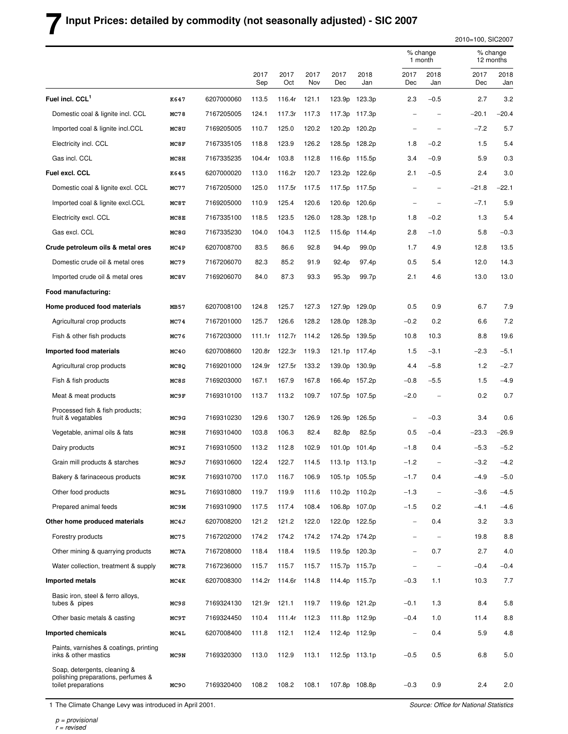# 7 Input Prices: detailed by commodity (not seasonally adjusted) - SIC 2007

2010=100, SIC2007

| | | | 2017 Sep | 2017 Oct | 2017 Nov | 2017 Dec | 2018 Jan | % change 1 month 2017 Dec | % change 1 month 2018 Jan | % change 12 months 2017 Dec | % change 12 months 2018 Jan |
|---|---|---|---|---|---|---|---|---|---|---|---|
| **Fuel incl. CCL[1]** | K647 | 6207000060 | 113.5 | 116.4r | 121.1 | 123.9p | 123.3p | 2.3 | –0.5 | 2.7 | 3.2 |
| Domestic coal & lignite incl. CCL | MC78 | 7167205005 | 124.1 | 117.3r | 117.3 | 117.3p | 117.3p | – | – | –20.1 | –20.4 |
| Imported coal & lignite incl.CCL | MC8U | 7169205005 | 110.7 | 125.0 | 120.2 | 120.2p | 120.2p | – | – | –7.2 | 5.7 |
| Electricity incl. CCL | MC8F | 7167335105 | 118.8 | 123.9 | 126.2 | 128.5p | 128.2p | 1.8 | –0.2 | 1.5 | 5.4 |
| Gas incl. CCL | MC8H | 7167335235 | 104.4r | 103.8 | 112.8 | 116.6p | 115.5p | 3.4 | –0.9 | 5.9 | 0.3 |
| **Fuel excl. CCL** | K645 | 6207000020 | 113.0 | 116.2r | 120.7 | 123.2p | 122.6p | 2.1 | –0.5 | 2.4 | 3.0 |
| Domestic coal & lignite excl. CCL | MC77 | 7167205000 | 125.0 | 117.5r | 117.5 | 117.5p | 117.5p | – | – | –21.8 | –22.1 |
| Imported coal & lignite excl.CCL | MC8T | 7169205000 | 110.9 | 125.4 | 120.6 | 120.6p | 120.6p | – | – | –7.1 | 5.9 |
| Electricity excl. CCL | MC8E | 7167335100 | 118.5 | 123.5 | 126.0 | 128.3p | 128.1p | 1.8 | –0.2 | 1.3 | 5.4 |
| Gas excl. CCL | MC8G | 7167335230 | 104.0 | 104.3 | 112.5 | 115.6p | 114.4p | 2.8 | –1.0 | 5.8 | –0.3 |
| **Crude petroleum oils & metal ores** | MC4P | 6207008700 | 83.5 | 86.6 | 92.8 | 94.4p | 99.0p | 1.7 | 4.9 | 12.8 | 13.5 |
| Domestic crude oil & metal ores | MC79 | 7167206070 | 82.3 | 85.2 | 91.9 | 92.4p | 97.4p | 0.5 | 5.4 | 12.0 | 14.3 |
| Imported crude oil & metal ores | MC8V | 7169206070 | 84.0 | 87.3 | 93.3 | 95.3p | 99.7p | 2.1 | 4.6 | 13.0 | 13.0 |
| **Food manufacturing:** | | | | | | | | | | | |
| **Home produced food materials** | MB57 | 6207008100 | 124.8 | 125.7 | 127.3 | 127.9p | 129.0p | 0.5 | 0.9 | 6.7 | 7.9 |
| Agricultural crop products | MC74 | 7167201000 | 125.7 | 126.6 | 128.2 | 128.0p | 128.3p | –0.2 | 0.2 | 6.6 | 7.2 |
| Fish & other fish products | MC76 | 7167203000 | 111.1r | 112.7r | 114.2 | 126.5p | 139.5p | 10.8 | 10.3 | 8.8 | 19.6 |
| **Imported food materials** | MC4O | 6207008600 | 120.8r | 122.3r | 119.3 | 121.1p | 117.4p | 1.5 | –3.1 | –2.3 | –5.1 |
| Agricultural crop products | MC8Q | 7169201000 | 124.9r | 127.5r | 133.2 | 139.0p | 130.9p | 4.4 | –5.8 | 1.2 | –2.7 |
| Fish & fish products | MC8S | 7169203000 | 167.1 | 167.9 | 167.8 | 166.4p | 157.2p | –0.8 | –5.5 | 1.5 | –4.9 |
| Meat & meat products | MC9F | 7169310100 | 113.7 | 113.2 | 109.7 | 107.5p | 107.5p | –2.0 | – | 0.2 | 0.7 |
| Processed fish & fish products; fruit & vegatables | MC9G | 7169310230 | 129.6 | 130.7 | 126.9 | 126.9p | 126.5p | – | –0.3 | 3.4 | 0.6 |
| Vegetable, animal oils & fats | MC9H | 7169310400 | 103.8 | 106.3 | 82.4 | 82.8p | 82.5p | 0.5 | –0.4 | –23.3 | –26.9 |
| Dairy products | MC9I | 7169310500 | 113.2 | 112.8 | 102.9 | 101.0p | 101.4p | –1.8 | 0.4 | –5.3 | –5.2 |
| Grain mill products & starches | MC9J | 7169310600 | 122.4 | 122.7 | 114.5 | 113.1p | 113.1p | –1.2 | – | –3.2 | –4.2 |
| Bakery & farinaceous products | MC9K | 7169310700 | 117.0 | 116.7 | 106.9 | 105.1p | 105.5p | –1.7 | 0.4 | –4.9 | –5.0 |
| Other food products | MC9L | 7169310800 | 119.7 | 119.9 | 111.6 | 110.2p | 110.2p | –1.3 | – | –3.6 | –4.5 |
| Prepared animal feeds | MC9M | 7169310900 | 117.5 | 117.4 | 108.4 | 106.8p | 107.0p | –1.5 | 0.2 | –4.1 | –4.6 |
| **Other home produced materials** | MC4J | 6207008200 | 121.2 | 121.2 | 122.0 | 122.0p | 122.5p | – | 0.4 | 3.2 | 3.3 |
| Forestry products | MC75 | 7167202000 | 174.2 | 174.2 | 174.2 | 174.2p | 174.2p | – | – | 19.8 | 8.8 |
| Other mining & quarrying products | MC7A | 7167208000 | 118.4 | 118.4 | 119.5 | 119.5p | 120.3p | – | 0.7 | 2.7 | 4.0 |
| Water collection, treatment & supply | MC7R | 7167236000 | 115.7 | 115.7 | 115.7 | 115.7p | 115.7p | – | – | –0.4 | –0.4 |
| **Imported metals** | MC4K | 6207008300 | 114.2r | 114.6r | 114.8 | 114.4p | 115.7p | –0.3 | 1.1 | 10.3 | 7.7 |
| Basic iron, steel & ferro alloys, tubes & pipes | MC9S | 7169324130 | 121.9r | 121.1 | 119.7 | 119.6p | 121.2p | –0.1 | 1.3 | 8.4 | 5.8 |
| Other basic metals & casting | MC9T | 7169324450 | 110.4 | 111.4r | 112.3 | 111.8p | 112.9p | –0.4 | 1.0 | 11.4 | 8.8 |
| **Imported chemicals** | MC4L | 6207008400 | 111.8 | 112.1 | 112.4 | 112.4p | 112.9p | – | 0.4 | 5.9 | 4.8 |
| Paints, varnishes & coatings, printing inks & other mastics | MC9N | 7169320300 | 113.0 | 112.9 | 113.1 | 112.5p | 113.1p | –0.5 | 0.5 | 6.8 | 5.0 |
| Soap, detergents, cleaning & polishing preparations, perfumes & toilet preparations | MC9O | 7169320400 | 108.2 | 108.2 | 108.1 | 107.8p | 108.8p | –0.3 | 0.9 | 2.4 | 2.0 |

1 The Climate Change Levy was introduced in April 2001.

Source: Office for National Statistics

*p = provisional*
*r = revised*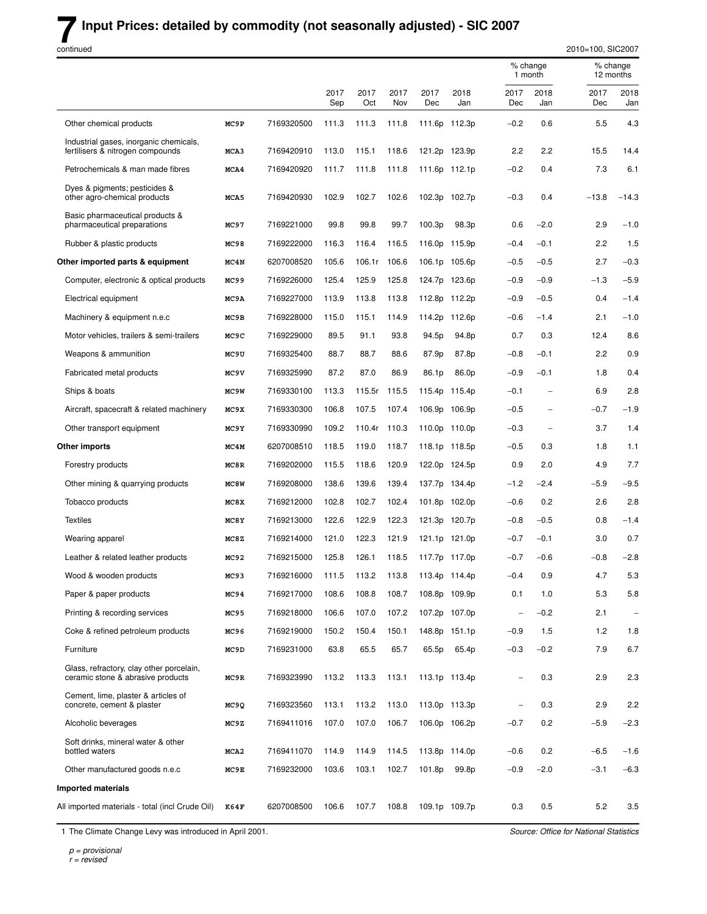# 7 Input Prices: detailed by commodity (not seasonally adjusted) - SIC 2007

continued

2010=100, SIC2007

| | | | 2017 Sep | 2017 Oct | 2017 Nov | 2017 Dec | 2018 Jan | % change 1 month 2017 Dec | % change 1 month 2018 Jan | % change 12 months 2017 Dec | % change 12 months 2018 Jan |
|---|---|---|---|---|---|---|---|---|---|---|---|
| Other chemical products | MC9P | 7169320500 | 111.3 | 111.3 | 111.8 | 111.6p | 112.3p | −0.2 | 0.6 | 5.5 | 4.3 |
| Industrial gases, inorganic chemicals, fertilisers & nitrogen compounds | MCA3 | 7169420910 | 113.0 | 115.1 | 118.6 | 121.2p | 123.9p | 2.2 | 2.2 | 15.5 | 14.4 |
| Petrochemicals & man made fibres | MCA4 | 7169420920 | 111.7 | 111.8 | 111.8 | 111.6p | 112.1p | −0.2 | 0.4 | 7.3 | 6.1 |
| Dyes & pigments; pesticides & other agro-chemical products | MCA5 | 7169420930 | 102.9 | 102.7 | 102.6 | 102.3p | 102.7p | −0.3 | 0.4 | −13.8 | −14.3 |
| Basic pharmaceutical products & pharmaceutical preparations | MC97 | 7169221000 | 99.8 | 99.8 | 99.7 | 100.3p | 98.3p | 0.6 | −2.0 | 2.9 | −1.0 |
| Rubber & plastic products | MC98 | 7169222000 | 116.3 | 116.4 | 116.5 | 116.0p | 115.9p | −0.4 | −0.1 | 2.2 | 1.5 |
| **Other imported parts & equipment** | MC4N | 6207008520 | 105.6 | 106.1r | 106.6 | 106.1p | 105.6p | −0.5 | −0.5 | 2.7 | −0.3 |
| Computer, electronic & optical products | MC99 | 7169226000 | 125.4 | 125.9 | 125.8 | 124.7p | 123.6p | −0.9 | −0.9 | −1.3 | −5.9 |
| Electrical equipment | MC9A | 7169227000 | 113.9 | 113.8 | 113.8 | 112.8p | 112.2p | −0.9 | −0.5 | 0.4 | −1.4 |
| Machinery & equipment n.e.c | MC9B | 7169228000 | 115.0 | 115.1 | 114.9 | 114.2p | 112.6p | −0.6 | −1.4 | 2.1 | −1.0 |
| Motor vehicles, trailers & semi-trailers | MC9C | 7169229000 | 89.5 | 91.1 | 93.8 | 94.5p | 94.8p | 0.7 | 0.3 | 12.4 | 8.6 |
| Weapons & ammunition | MC9U | 7169325400 | 88.7 | 88.7 | 88.6 | 87.9p | 87.8p | −0.8 | −0.1 | 2.2 | 0.9 |
| Fabricated metal products | MC9V | 7169325990 | 87.2 | 87.0 | 86.9 | 86.1p | 86.0p | −0.9 | −0.1 | 1.8 | 0.4 |
| Ships & boats | MC9W | 7169330100 | 113.3 | 115.5r | 115.5 | 115.4p | 115.4p | −0.1 | – | 6.9 | 2.8 |
| Aircraft, spacecraft & related machinery | MC9X | 7169330300 | 106.8 | 107.5 | 107.4 | 106.9p | 106.9p | −0.5 | – | −0.7 | −1.9 |
| Other transport equipment | MC9Y | 7169330990 | 109.2 | 110.4r | 110.3 | 110.0p | 110.0p | −0.3 | – | 3.7 | 1.4 |
| **Other imports** | MC4M | 6207008510 | 118.5 | 119.0 | 118.7 | 118.1p | 118.5p | −0.5 | 0.3 | 1.8 | 1.1 |
| Forestry products | MC8R | 7169202000 | 115.5 | 118.6 | 120.9 | 122.0p | 124.5p | 0.9 | 2.0 | 4.9 | 7.7 |
| Other mining & quarrying products | MC8W | 7169208000 | 138.6 | 139.6 | 139.4 | 137.7p | 134.4p | −1.2 | −2.4 | −5.9 | −9.5 |
| Tobacco products | MC8X | 7169212000 | 102.8 | 102.7 | 102.4 | 101.8p | 102.0p | −0.6 | 0.2 | 2.6 | 2.8 |
| Textiles | MC8Y | 7169213000 | 122.6 | 122.9 | 122.3 | 121.3p | 120.7p | −0.8 | −0.5 | 0.8 | −1.4 |
| Wearing apparel | MC8Z | 7169214000 | 121.0 | 122.3 | 121.9 | 121.1p | 121.0p | −0.7 | −0.1 | 3.0 | 0.7 |
| Leather & related leather products | MC92 | 7169215000 | 125.8 | 126.1 | 118.5 | 117.7p | 117.0p | −0.7 | −0.6 | −0.8 | −2.8 |
| Wood & wooden products | MC93 | 7169216000 | 111.5 | 113.2 | 113.8 | 113.4p | 114.4p | −0.4 | 0.9 | 4.7 | 5.3 |
| Paper & paper products | MC94 | 7169217000 | 108.6 | 108.8 | 108.7 | 108.8p | 109.9p | 0.1 | 1.0 | 5.3 | 5.8 |
| Printing & recording services | MC95 | 7169218000 | 106.6 | 107.0 | 107.2 | 107.2p | 107.0p | – | −0.2 | 2.1 | – |
| Coke & refined petroleum products | MC96 | 7169219000 | 150.2 | 150.4 | 150.1 | 148.8p | 151.1p | −0.9 | 1.5 | 1.2 | 1.8 |
| Furniture | MC9D | 7169231000 | 63.8 | 65.5 | 65.7 | 65.5p | 65.4p | −0.3 | −0.2 | 7.9 | 6.7 |
| Glass, refractory, clay other porcelain, ceramic stone & abrasive products | MC9R | 7169323990 | 113.2 | 113.3 | 113.1 | 113.1p | 113.4p | – | 0.3 | 2.9 | 2.3 |
| Cement, lime, plaster & articles of concrete, cement & plaster | MC9Q | 7169323560 | 113.1 | 113.2 | 113.0 | 113.0p | 113.3p | – | 0.3 | 2.9 | 2.2 |
| Alcoholic beverages | MC9Z | 7169411016 | 107.0 | 107.0 | 106.7 | 106.0p | 106.2p | −0.7 | 0.2 | −5.9 | −2.3 |
| Soft drinks, mineral water & other bottled waters | MCA2 | 7169411070 | 114.9 | 114.9 | 114.5 | 113.8p | 114.0p | −0.6 | 0.2 | −6.5 | −1.6 |
| Other manufactured goods n.e.c | MC9E | 7169232000 | 103.6 | 103.1 | 102.7 | 101.8p | 99.8p | −0.9 | −2.0 | −3.1 | −6.3 |
| **Imported materials** | | | | | | | | | | | |
| All imported materials - total (incl Crude Oil) | K64F | 6207008500 | 106.6 | 107.7 | 108.8 | 109.1p | 109.7p | 0.3 | 0.5 | 5.2 | 3.5 |

1 The Climate Change Levy was introduced in April 2001.

*Source: Office for National Statistics*

*p = provisional*
*r = revised*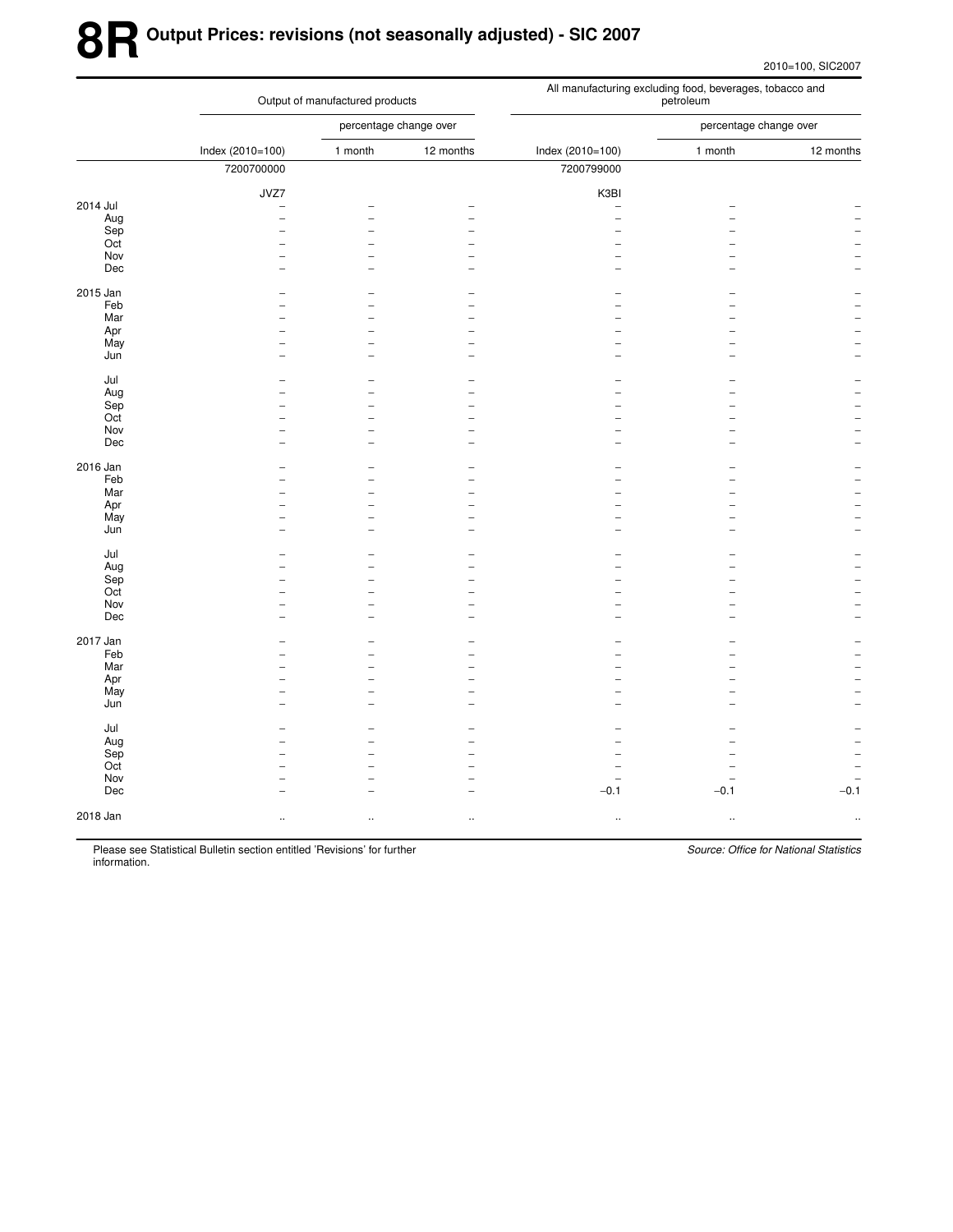# 8R Output Prices: revisions (not seasonally adjusted) - SIC 2007

2010=100, SIC2007

| | Output of manufactured products | | | All manufacturing excluding food, beverages, tobacco and petroleum | | |
|---|---|---|---|---|---|---|
| | | percentage change over | | | percentage change over | |
| | Index (2010=100) | 1 month | 12 months | Index (2010=100) | 1 month | 12 months |
| | 7200700000 | | | 7200799000 | | |
| | JVZ7 | | | K3BI | | |
| 2014 Jul | – | – | – | – | – | – |
| Aug | – | – | – | – | – | – |
| Sep | – | – | – | – | – | – |
| Oct | – | – | – | – | – | – |
| Nov | – | – | – | – | – | – |
| Dec | – | – | – | – | – | – |
| 2015 Jan | – | – | – | – | – | – |
| Feb | – | – | – | – | – | – |
| Mar | – | – | – | – | – | – |
| Apr | – | – | – | – | – | – |
| May | – | – | – | – | – | – |
| Jun | – | – | – | – | – | – |
| Jul | – | – | – | – | – | – |
| Aug | – | – | – | – | – | – |
| Sep | – | – | – | – | – | – |
| Oct | – | – | – | – | – | – |
| Nov | – | – | – | – | – | – |
| Dec | – | – | – | – | – | – |
| 2016 Jan | – | – | – | – | – | – |
| Feb | – | – | – | – | – | – |
| Mar | – | – | – | – | – | – |
| Apr | – | – | – | – | – | – |
| May | – | – | – | – | – | – |
| Jun | – | – | – | – | – | – |
| Jul | – | – | – | – | – | – |
| Aug | – | – | – | – | – | – |
| Sep | – | – | – | – | – | – |
| Oct | – | – | – | – | – | – |
| Nov | – | – | – | – | – | – |
| Dec | – | – | – | – | – | – |
| 2017 Jan | – | – | – | – | – | – |
| Feb | – | – | – | – | – | – |
| Mar | – | – | – | – | – | – |
| Apr | – | – | – | – | – | – |
| May | – | – | – | – | – | – |
| Jun | – | – | – | – | – | – |
| Jul | – | – | – | – | – | – |
| Aug | – | – | – | – | – | – |
| Sep | – | – | – | – | – | – |
| Oct | – | – | – | – | – | – |
| Nov | – | – | – | – | – | – |
| Dec | – | – | – | −0.1 | −0.1 | −0.1 |
| 2018 Jan | .. | .. | .. | .. | .. | .. |

Please see Statistical Bulletin section entitled 'Revisions' for further information.

*Source: Office for National Statistics*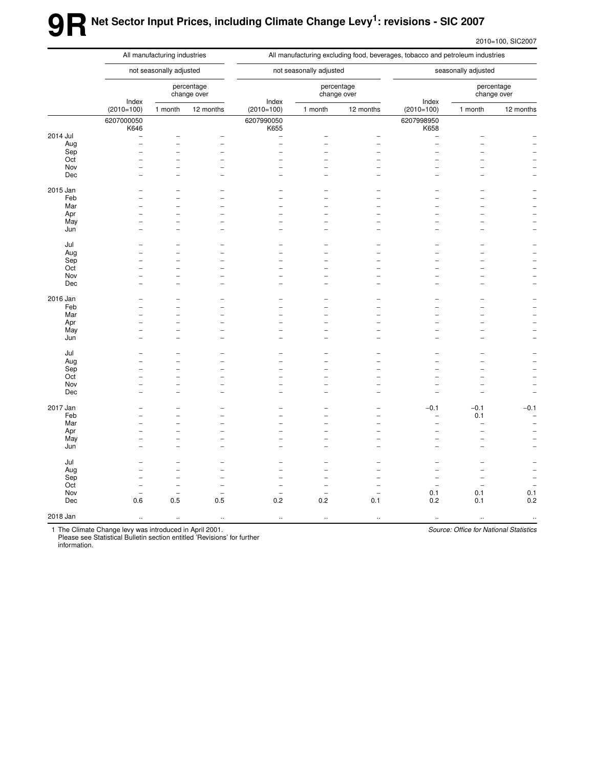# 9R Net Sector Input Prices, including Climate Change Levy[1]: revisions - SIC 2007

2010=100, SIC2007

| | All manufacturing industries | | | All manufacturing excluding food, beverages, tobacco and petroleum industries | | | | | |
|---|---|---|---|---|---|---|---|---|---|
| | not seasonally adjusted | | | not seasonally adjusted | | | seasonally adjusted | | |
| | Index (2010=100) | percentage change over 1 month | percentage change over 12 months | Index (2010=100) | percentage change over 1 month | percentage change over 12 months | Index (2010=100) | percentage change over 1 month | percentage change over 12 months |
| | 6207000050 K646 | | | 6207990050 K655 | | | 6207998950 K658 | | |
| 2014 Jul | – | – | – | – | – | – | – | – | – |
| Aug | – | – | – | – | – | – | – | – | – |
| Sep | – | – | – | – | – | – | – | – | – |
| Oct | – | – | – | – | – | – | – | – | – |
| Nov | – | – | – | – | – | – | – | – | – |
| Dec | – | – | – | – | – | – | – | – | – |
| 2015 Jan | – | – | – | – | – | – | – | – | – |
| Feb | – | – | – | – | – | – | – | – | – |
| Mar | – | – | – | – | – | – | – | – | – |
| Apr | – | – | – | – | – | – | – | – | – |
| May | – | – | – | – | – | – | – | – | – |
| Jun | – | – | – | – | – | – | – | – | – |
| Jul | – | – | – | – | – | – | – | – | – |
| Aug | – | – | – | – | – | – | – | – | – |
| Sep | – | – | – | – | – | – | – | – | – |
| Oct | – | – | – | – | – | – | – | – | – |
| Nov | – | – | – | – | – | – | – | – | – |
| Dec | – | – | – | – | – | – | – | – | – |
| 2016 Jan | – | – | – | – | – | – | – | – | – |
| Feb | – | – | – | – | – | – | – | – | – |
| Mar | – | – | – | – | – | – | – | – | – |
| Apr | – | – | – | – | – | – | – | – | – |
| May | – | – | – | – | – | – | – | – | – |
| Jun | – | – | – | – | – | – | – | – | – |
| Jul | – | – | – | – | – | – | – | – | – |
| Aug | – | – | – | – | – | – | – | – | – |
| Sep | – | – | – | – | – | – | – | – | – |
| Oct | – | – | – | – | – | – | – | – | – |
| Nov | – | – | – | – | – | – | – | – | – |
| Dec | – | – | – | – | – | – | – | – | – |
| 2017 Jan | – | – | – | – | – | – | −0.1 | −0.1 | −0.1 |
| Feb | – | – | – | – | – | – | – | 0.1 | – |
| Mar | – | – | – | – | – | – | – | – | – |
| Apr | – | – | – | – | – | – | – | – | – |
| May | – | – | – | – | – | – | – | – | – |
| Jun | – | – | – | – | – | – | – | – | – |
| Jul | – | – | – | – | – | – | – | – | – |
| Aug | – | – | – | – | – | – | – | – | – |
| Sep | – | – | – | – | – | – | – | – | – |
| Oct | – | – | – | – | – | – | – | – | – |
| Nov | – | – | – | – | – | – | 0.1 | 0.1 | 0.1 |
| Dec | 0.6 | 0.5 | 0.5 | 0.2 | 0.2 | 0.1 | 0.2 | 0.1 | 0.2 |
| 2018 Jan | .. | .. | .. | .. | .. | .. | .. | .. | .. |

1 The Climate Change levy was introduced in April 2001.
Please see Statistical Bulletin section entitled 'Revisions' for further information.

*Source: Office for National Statistics*